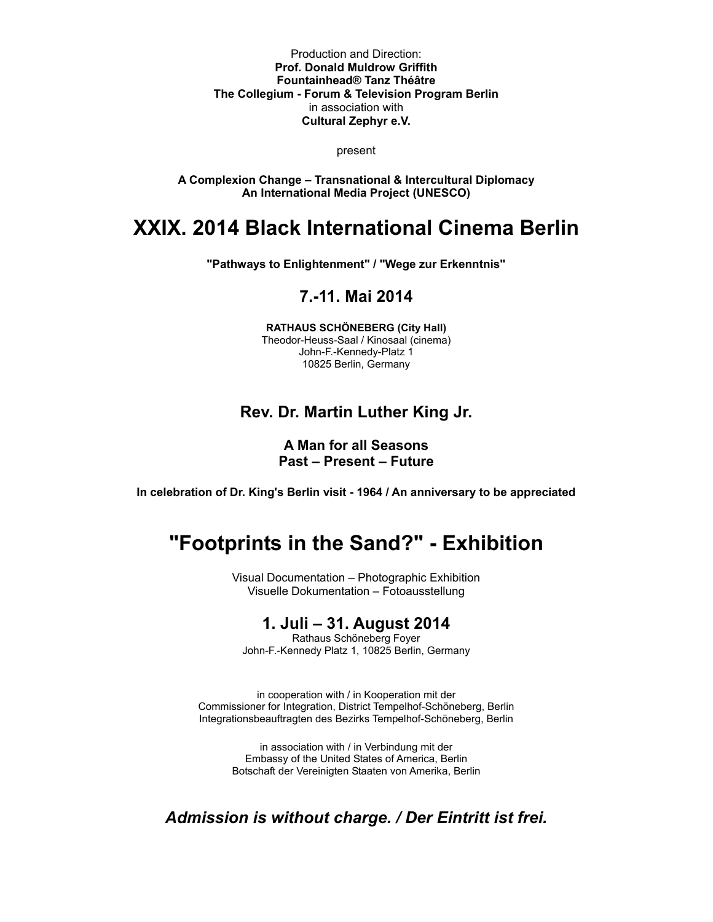Production and Direction:
**Prof. Donald Muldrow Griffith**
**Fountainhead® Tanz Théâtre**
**The Collegium - Forum & Television Program Berlin**
in association with
**Cultural Zephyr e.V.**

present

**A Complexion Change – Transnational & Intercultural Diplomacy**
**An International Media Project (UNESCO)**

# XXIX. 2014 Black International Cinema Berlin

**"Pathways to Enlightenment" / "Wege zur Erkenntnis"**

## 7.-11. Mai 2014

**RATHAUS SCHÖNEBERG (City Hall)**
Theodor-Heuss-Saal / Kinosaal (cinema)
John-F.-Kennedy-Platz 1
10825 Berlin, Germany

## Rev. Dr. Martin Luther King Jr.

### A Man for all Seasons
### Past – Present – Future

**In celebration of Dr. King's Berlin visit - 1964 / An anniversary to be appreciated**

# "Footprints in the Sand?" - Exhibition

Visual Documentation – Photographic Exhibition
Visuelle Dokumentation – Fotoausstellung

## 1. Juli – 31. August 2014

Rathaus Schöneberg Foyer
John-F.-Kennedy Platz 1, 10825 Berlin, Germany

in cooperation with / in Kooperation mit der
Commissioner for Integration, District Tempelhof-Schöneberg, Berlin
Integrationsbeauftragten des Bezirks Tempelhof-Schöneberg, Berlin

in association with / in Verbindung mit der
Embassy of the United States of America, Berlin
Botschaft der Vereinigten Staaten von Amerika, Berlin

## *Admission is without charge. / Der Eintritt ist frei.*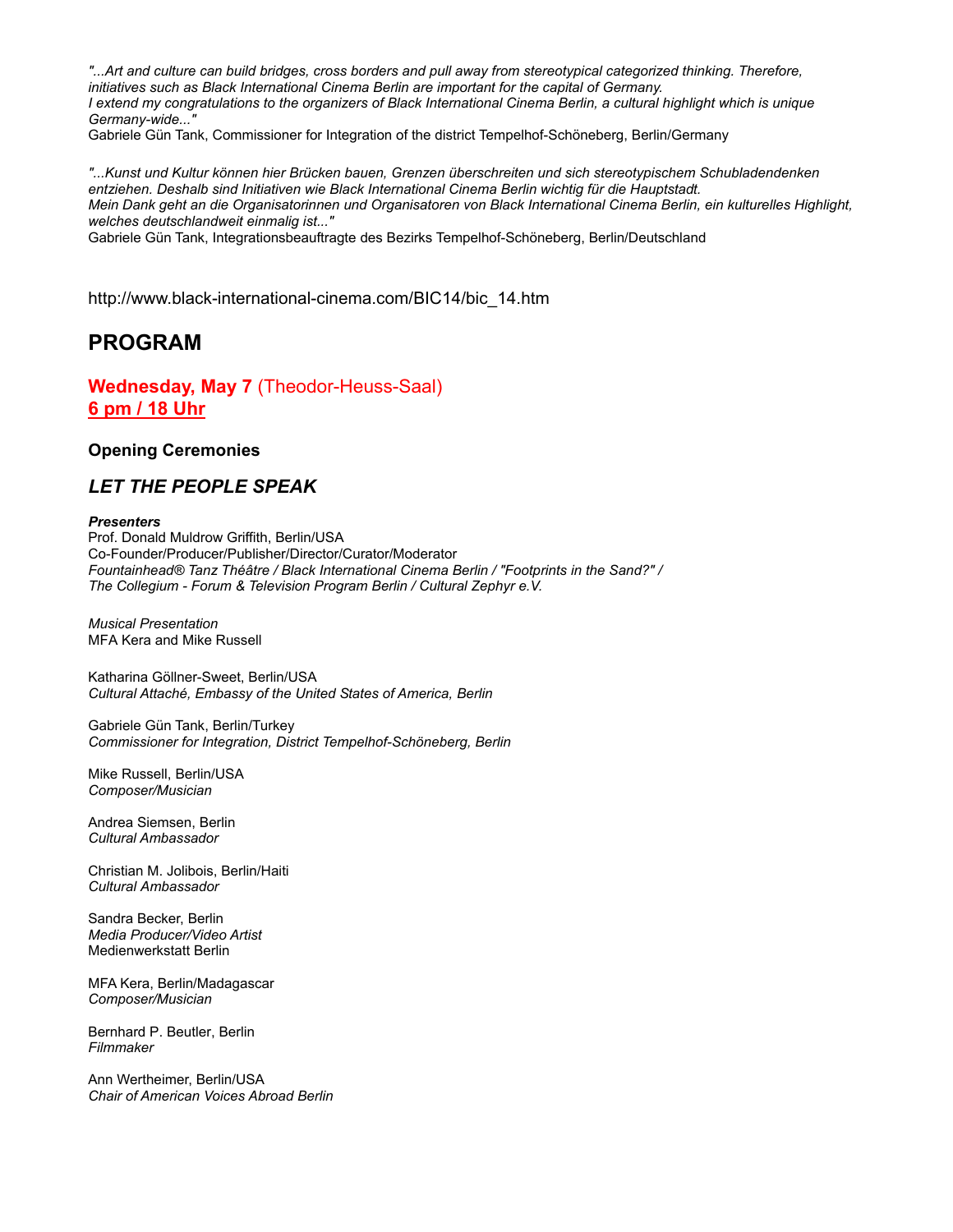*"...Art and culture can build bridges, cross borders and pull away from stereotypical categorized thinking. Therefore, initiatives such as Black International Cinema Berlin are important for the capital of Germany.*
*I extend my congratulations to the organizers of Black International Cinema Berlin, a cultural highlight which is unique Germany-wide..."*
Gabriele Gün Tank, Commissioner for Integration of the district Tempelhof-Schöneberg, Berlin/Germany

*"...Kunst und Kultur können hier Brücken bauen, Grenzen überschreiten und sich stereotypischem Schubladendenken entziehen. Deshalb sind Initiativen wie Black International Cinema Berlin wichtig für die Hauptstadt.*
*Mein Dank geht an die Organisatorinnen und Organisatoren von Black International Cinema Berlin, ein kulturelles Highlight, welches deutschlandweit einmalig ist..."*
Gabriele Gün Tank, Integrationsbeauftragte des Bezirks Tempelhof-Schöneberg, Berlin/Deutschland

http://www.black-international-cinema.com/BIC14/bic_14.htm

## PROGRAM

### **Wednesday, May 7** (Theodor-Heuss-Saal)
### **6 pm / 18 Uhr**

**Opening Ceremonies**

### ***LET THE PEOPLE SPEAK***

***Presenters***
Prof. Donald Muldrow Griffith, Berlin/USA
Co-Founder/Producer/Publisher/Director/Curator/Moderator
*Fountainhead® Tanz Théâtre / Black International Cinema Berlin / "Footprints in the Sand?" / The Collegium - Forum & Television Program Berlin / Cultural Zephyr e.V.*

*Musical Presentation*
MFA Kera and Mike Russell

Katharina Göllner-Sweet, Berlin/USA
*Cultural Attaché, Embassy of the United States of America, Berlin*

Gabriele Gün Tank, Berlin/Turkey
*Commissioner for Integration, District Tempelhof-Schöneberg, Berlin*

Mike Russell, Berlin/USA
*Composer/Musician*

Andrea Siemsen, Berlin
*Cultural Ambassador*

Christian M. Jolibois, Berlin/Haiti
*Cultural Ambassador*

Sandra Becker, Berlin
*Media Producer/Video Artist*
Medienwerkstatt Berlin

MFA Kera, Berlin/Madagascar
*Composer/Musician*

Bernhard P. Beutler, Berlin
*Filmmaker*

Ann Wertheimer, Berlin/USA
*Chair of American Voices Abroad Berlin*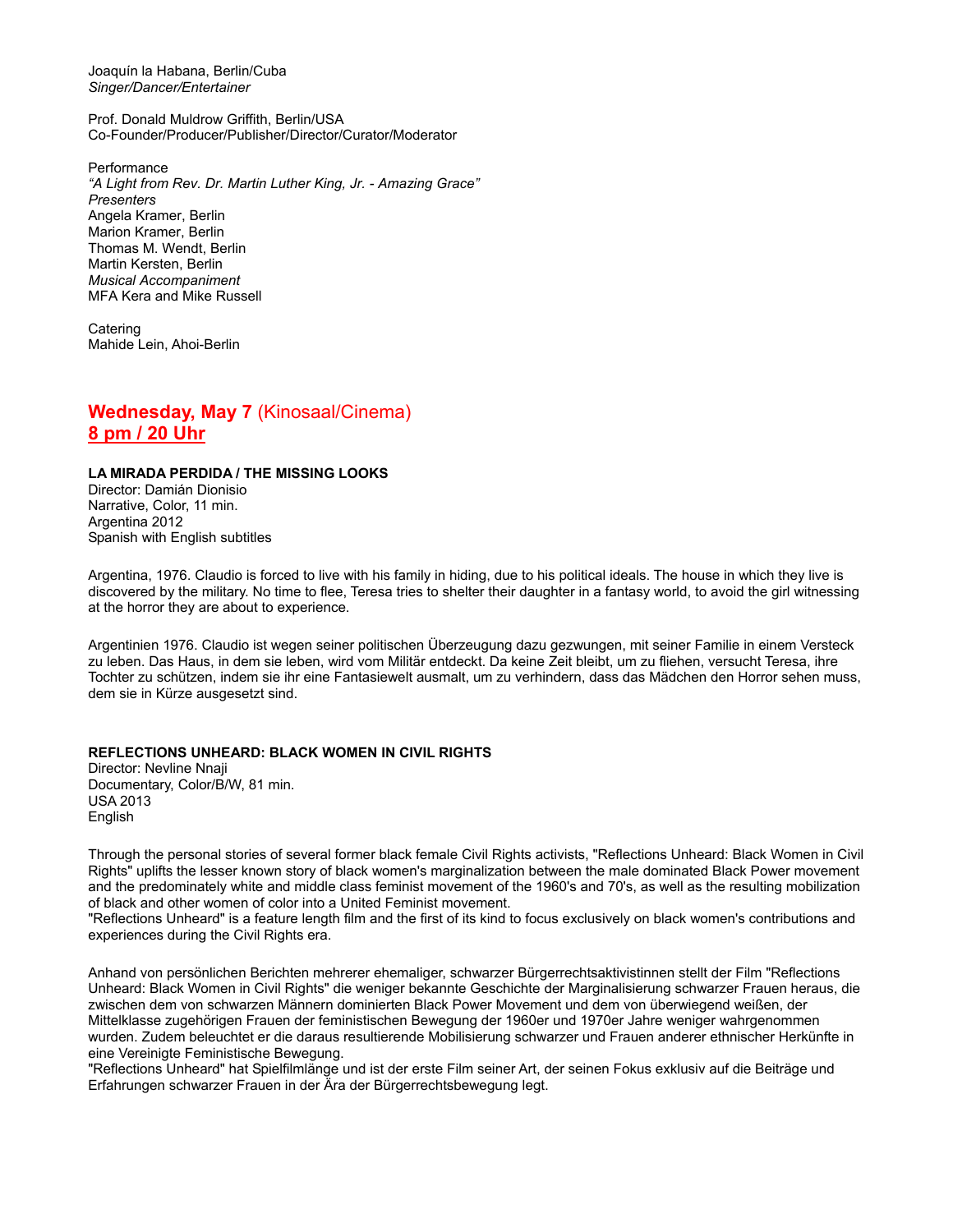Joaquín la Habana, Berlin/Cuba
*Singer/Dancer/Entertainer*

Prof. Donald Muldrow Griffith, Berlin/USA
Co-Founder/Producer/Publisher/Director/Curator/Moderator

Performance
*“A Light from Rev. Dr. Martin Luther King, Jr. - Amazing Grace”*
*Presenters*
Angela Kramer, Berlin
Marion Kramer, Berlin
Thomas M. Wendt, Berlin
Martin Kersten, Berlin
*Musical Accompaniment*
MFA Kera and Mike Russell

Catering
Mahide Lein, Ahoi-Berlin

## **Wednesday, May 7** (Kinosaal/Cinema)
## **8 pm / 20 Uhr**

**LA MIRADA PERDIDA / THE MISSING LOOKS**
Director: Damián Dionisio
Narrative, Color, 11 min.
Argentina 2012
Spanish with English subtitles

Argentina, 1976. Claudio is forced to live with his family in hiding, due to his political ideals. The house in which they live is discovered by the military. No time to flee, Teresa tries to shelter their daughter in a fantasy world, to avoid the girl witnessing at the horror they are about to experience.

Argentinien 1976. Claudio ist wegen seiner politischen Überzeugung dazu gezwungen, mit seiner Familie in einem Versteck zu leben. Das Haus, in dem sie leben, wird vom Militär entdeckt. Da keine Zeit bleibt, um zu fliehen, versucht Teresa, ihre Tochter zu schützen, indem sie ihr eine Fantasiewelt ausmalt, um zu verhindern, dass das Mädchen den Horror sehen muss, dem sie in Kürze ausgesetzt sind.

**REFLECTIONS UNHEARD: BLACK WOMEN IN CIVIL RIGHTS**
Director: Nevline Nnaji
Documentary, Color/B/W, 81 min.
USA 2013
English

Through the personal stories of several former black female Civil Rights activists, "Reflections Unheard: Black Women in Civil Rights" uplifts the lesser known story of black women's marginalization between the male dominated Black Power movement and the predominately white and middle class feminist movement of the 1960's and 70's, as well as the resulting mobilization of black and other women of color into a United Feminist movement.
"Reflections Unheard" is a feature length film and the first of its kind to focus exclusively on black women's contributions and experiences during the Civil Rights era.

Anhand von persönlichen Berichten mehrerer ehemaliger, schwarzer Bürgerrechtsaktivistinnen stellt der Film "Reflections Unheard: Black Women in Civil Rights" die weniger bekannte Geschichte der Marginalisierung schwarzer Frauen heraus, die zwischen dem von schwarzen Männern dominierten Black Power Movement und dem von überwiegend weißen, der Mittelklasse zugehörigen Frauen der feministischen Bewegung der 1960er und 1970er Jahre weniger wahrgenommen wurden. Zudem beleuchtet er die daraus resultierende Mobilisierung schwarzer und Frauen anderer ethnischer Herkünfte in eine Vereinigte Feministische Bewegung.
"Reflections Unheard" hat Spielfilmlänge und ist der erste Film seiner Art, der seinen Fokus exklusiv auf die Beiträge und Erfahrungen schwarzer Frauen in der Ära der Bürgerrechtsbewegung legt.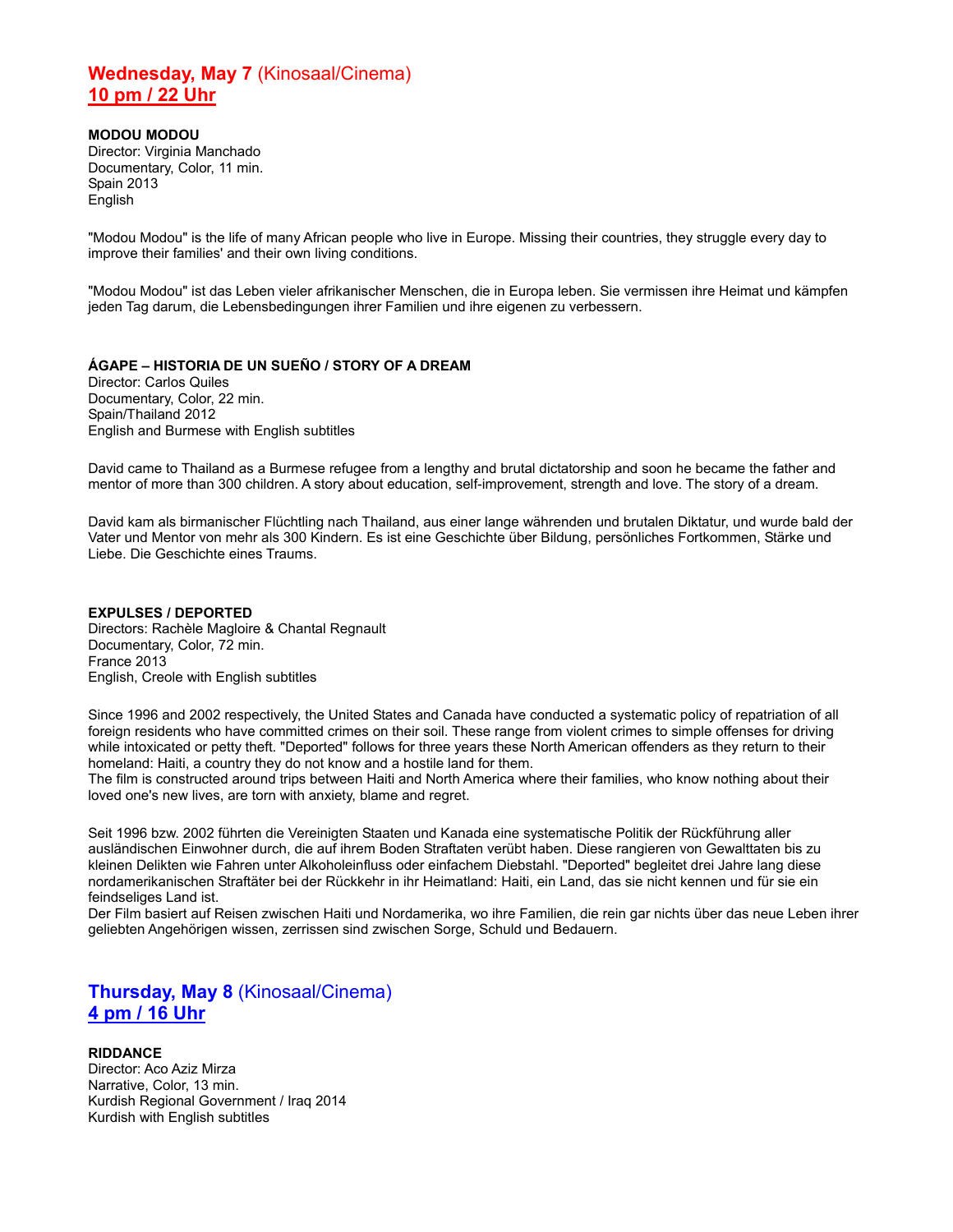## **Wednesday, May 7** (Kinosaal/Cinema)
## **10 pm / 22 Uhr**

**MODOU MODOU**
Director: Virginia Manchado
Documentary, Color, 11 min.
Spain 2013
English

"Modou Modou" is the life of many African people who live in Europe. Missing their countries, they struggle every day to improve their families' and their own living conditions.

"Modou Modou" ist das Leben vieler afrikanischer Menschen, die in Europa leben. Sie vermissen ihre Heimat und kämpfen jeden Tag darum, die Lebensbedingungen ihrer Familien und ihre eigenen zu verbessern.

**ÁGAPE – HISTORIA DE UN SUEÑO / STORY OF A DREAM**
Director: Carlos Quiles
Documentary, Color, 22 min.
Spain/Thailand 2012
English and Burmese with English subtitles

David came to Thailand as a Burmese refugee from a lengthy and brutal dictatorship and soon he became the father and mentor of more than 300 children. A story about education, self-improvement, strength and love. The story of a dream.

David kam als birmanischer Flüchtling nach Thailand, aus einer lange währenden und brutalen Diktatur, und wurde bald der Vater und Mentor von mehr als 300 Kindern. Es ist eine Geschichte über Bildung, persönliches Fortkommen, Stärke und Liebe. Die Geschichte eines Traums.

**EXPULSES / DEPORTED**
Directors: Rachèle Magloire & Chantal Regnault
Documentary, Color, 72 min.
France 2013
English, Creole with English subtitles

Since 1996 and 2002 respectively, the United States and Canada have conducted a systematic policy of repatriation of all foreign residents who have committed crimes on their soil. These range from violent crimes to simple offenses for driving while intoxicated or petty theft. "Deported" follows for three years these North American offenders as they return to their homeland: Haiti, a country they do not know and a hostile land for them.
The film is constructed around trips between Haiti and North America where their families, who know nothing about their loved one's new lives, are torn with anxiety, blame and regret.

Seit 1996 bzw. 2002 führten die Vereinigten Staaten und Kanada eine systematische Politik der Rückführung aller ausländischen Einwohner durch, die auf ihrem Boden Straftaten verübt haben. Diese rangieren von Gewalttaten bis zu kleinen Delikten wie Fahren unter Alkoholeinfluss oder einfachem Diebstahl. "Deported" begleitet drei Jahre lang diese nordamerikanischen Straftäter bei der Rückkehr in ihr Heimatland: Haiti, ein Land, das sie nicht kennen und für sie ein feindseliges Land ist.
Der Film basiert auf Reisen zwischen Haiti und Nordamerika, wo ihre Familien, die rein gar nichts über das neue Leben ihrer geliebten Angehörigen wissen, zerrissen sind zwischen Sorge, Schuld und Bedauern.

## **Thursday, May 8** (Kinosaal/Cinema)
## **4 pm / 16 Uhr**

**RIDDANCE**
Director: Aco Aziz Mirza
Narrative, Color, 13 min.
Kurdish Regional Government / Iraq 2014
Kurdish with English subtitles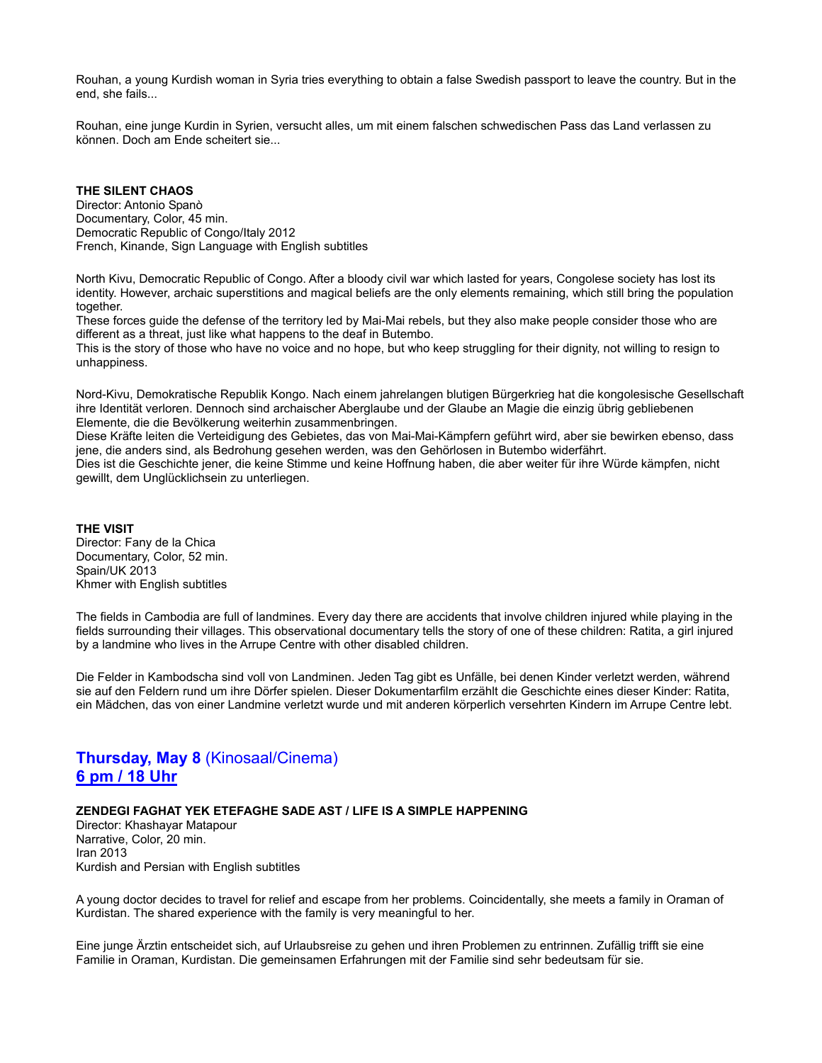Rouhan, a young Kurdish woman in Syria tries everything to obtain a false Swedish passport to leave the country. But in the end, she fails...

Rouhan, eine junge Kurdin in Syrien, versucht alles, um mit einem falschen schwedischen Pass das Land verlassen zu können. Doch am Ende scheitert sie...

**THE SILENT CHAOS**
Director: Antonio Spanò
Documentary, Color, 45 min.
Democratic Republic of Congo/Italy 2012
French, Kinande, Sign Language with English subtitles

North Kivu, Democratic Republic of Congo. After a bloody civil war which lasted for years, Congolese society has lost its identity. However, archaic superstitions and magical beliefs are the only elements remaining, which still bring the population together.
These forces guide the defense of the territory led by Mai-Mai rebels, but they also make people consider those who are different as a threat, just like what happens to the deaf in Butembo.
This is the story of those who have no voice and no hope, but who keep struggling for their dignity, not willing to resign to unhappiness.

Nord-Kivu, Demokratische Republik Kongo. Nach einem jahrelangen blutigen Bürgerkrieg hat die kongolesische Gesellschaft ihre Identität verloren. Dennoch sind archaischer Aberglaube und der Glaube an Magie die einzig übrig gebliebenen Elemente, die die Bevölkerung weiterhin zusammenbringen.
Diese Kräfte leiten die Verteidigung des Gebietes, das von Mai-Mai-Kämpfern geführt wird, aber sie bewirken ebenso, dass jene, die anders sind, als Bedrohung gesehen werden, was den Gehörlosen in Butembo widerfährt.
Dies ist die Geschichte jener, die keine Stimme und keine Hoffnung haben, die aber weiter für ihre Würde kämpfen, nicht gewillt, dem Unglücklichsein zu unterliegen.

**THE VISIT**
Director: Fany de la Chica
Documentary, Color, 52 min.
Spain/UK 2013
Khmer with English subtitles

The fields in Cambodia are full of landmines. Every day there are accidents that involve children injured while playing in the fields surrounding their villages. This observational documentary tells the story of one of these children: Ratita, a girl injured by a landmine who lives in the Arrupe Centre with other disabled children.

Die Felder in Kambodscha sind voll von Landminen. Jeden Tag gibt es Unfälle, bei denen Kinder verletzt werden, während sie auf den Feldern rund um ihre Dörfer spielen. Dieser Dokumentarfilm erzählt die Geschichte eines dieser Kinder: Ratita, ein Mädchen, das von einer Landmine verletzt wurde und mit anderen körperlich versehrten Kindern im Arrupe Centre lebt.

## **Thursday, May 8** (Kinosaal/Cinema)
## **6 pm / 18 Uhr**

**ZENDEGI FAGHAT YEK ETEFAGHE SADE AST / LIFE IS A SIMPLE HAPPENING**
Director: Khashayar Matapour
Narrative, Color, 20 min.
Iran 2013
Kurdish and Persian with English subtitles

A young doctor decides to travel for relief and escape from her problems. Coincidentally, she meets a family in Oraman of Kurdistan. The shared experience with the family is very meaningful to her.

Eine junge Ärztin entscheidet sich, auf Urlaubsreise zu gehen und ihren Problemen zu entrinnen. Zufällig trifft sie eine Familie in Oraman, Kurdistan. Die gemeinsamen Erfahrungen mit der Familie sind sehr bedeutsam für sie.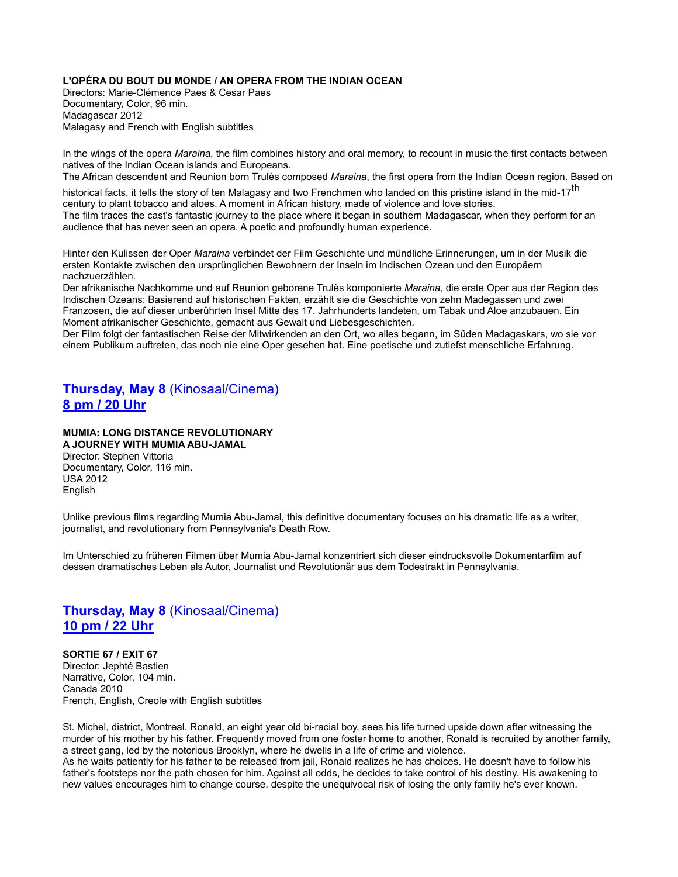**L'OPÉRA DU BOUT DU MONDE / AN OPERA FROM THE INDIAN OCEAN**
Directors: Marie-Clémence Paes & Cesar Paes
Documentary, Color, 96 min.
Madagascar 2012
Malagasy and French with English subtitles

In the wings of the opera *Maraina*, the film combines history and oral memory, to recount in music the first contacts between natives of the Indian Ocean islands and Europeans.
The African descendent and Reunion born Trulès composed *Maraina*, the first opera from the Indian Ocean region. Based on historical facts, it tells the story of ten Malagasy and two Frenchmen who landed on this pristine island in the mid-17th century to plant tobacco and aloes. A moment in African history, made of violence and love stories.
The film traces the cast's fantastic journey to the place where it began in southern Madagascar, when they perform for an audience that has never seen an opera. A poetic and profoundly human experience.

Hinter den Kulissen der Oper *Maraina* verbindet der Film Geschichte und mündliche Erinnerungen, um in der Musik die ersten Kontakte zwischen den ursprünglichen Bewohnern der Inseln im Indischen Ozean und den Europäern nachzuerzählen.
Der afrikanische Nachkomme und auf Reunion geborene Trulès komponierte *Maraina*, die erste Oper aus der Region des Indischen Ozeans: Basierend auf historischen Fakten, erzählt sie die Geschichte von zehn Madegassen und zwei Franzosen, die auf dieser unberührten Insel Mitte des 17. Jahrhunderts landeten, um Tabak und Aloe anzubauen. Ein Moment afrikanischer Geschichte, gemacht aus Gewalt und Liebesgeschichten.
Der Film folgt der fantastischen Reise der Mitwirkenden an den Ort, wo alles begann, im Süden Madagaskars, wo sie vor einem Publikum auftreten, das noch nie eine Oper gesehen hat. Eine poetische und zutiefst menschliche Erfahrung.

## **Thursday, May 8** (Kinosaal/Cinema)
## **8 pm / 20 Uhr**

**MUMIA: LONG DISTANCE REVOLUTIONARY**
**A JOURNEY WITH MUMIA ABU-JAMAL**
Director: Stephen Vittoria
Documentary, Color, 116 min.
USA 2012
English

Unlike previous films regarding Mumia Abu-Jamal, this definitive documentary focuses on his dramatic life as a writer, journalist, and revolutionary from Pennsylvania's Death Row.

Im Unterschied zu früheren Filmen über Mumia Abu-Jamal konzentriert sich dieser eindrucksvolle Dokumentarfilm auf dessen dramatisches Leben als Autor, Journalist und Revolutionär aus dem Todestrakt in Pennsylvania.

## **Thursday, May 8** (Kinosaal/Cinema)
## **10 pm / 22 Uhr**

**SORTIE 67 / EXIT 67**
Director: Jephté Bastien
Narrative, Color, 104 min.
Canada 2010
French, English, Creole with English subtitles

St. Michel, district, Montreal. Ronald, an eight year old bi-racial boy, sees his life turned upside down after witnessing the murder of his mother by his father. Frequently moved from one foster home to another, Ronald is recruited by another family, a street gang, led by the notorious Brooklyn, where he dwells in a life of crime and violence.
As he waits patiently for his father to be released from jail, Ronald realizes he has choices. He doesn't have to follow his father's footsteps nor the path chosen for him. Against all odds, he decides to take control of his destiny. His awakening to new values encourages him to change course, despite the unequivocal risk of losing the only family he's ever known.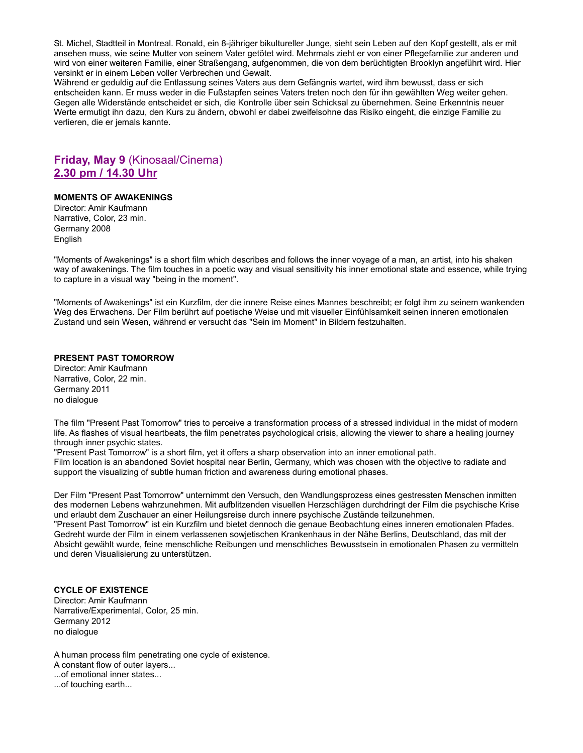St. Michel, Stadtteil in Montreal. Ronald, ein 8-jähriger bikultureller Junge, sieht sein Leben auf den Kopf gestellt, als er mit ansehen muss, wie seine Mutter von seinem Vater getötet wird. Mehrmals zieht er von einer Pflegefamilie zur anderen und wird von einer weiteren Familie, einer Straßengang, aufgenommen, die von dem berüchtigten Brooklyn angeführt wird. Hier versinkt er in einem Leben voller Verbrechen und Gewalt.
Während er geduldig auf die Entlassung seines Vaters aus dem Gefängnis wartet, wird ihm bewusst, dass er sich entscheiden kann. Er muss weder in die Fußstapfen seines Vaters treten noch den für ihn gewählten Weg weiter gehen. Gegen alle Widerstände entscheidet er sich, die Kontrolle über sein Schicksal zu übernehmen. Seine Erkenntnis neuer Werte ermutigt ihn dazu, den Kurs zu ändern, obwohl er dabei zweifelsohne das Risiko eingeht, die einzige Familie zu verlieren, die er jemals kannte.

## **Friday, May 9** (Kinosaal/Cinema)
## **2.30 pm / 14.30 Uhr**

**MOMENTS OF AWAKENINGS**
Director: Amir Kaufmann
Narrative, Color, 23 min.
Germany 2008
English

"Moments of Awakenings" is a short film which describes and follows the inner voyage of a man, an artist, into his shaken way of awakenings. The film touches in a poetic way and visual sensitivity his inner emotional state and essence, while trying to capture in a visual way "being in the moment".

"Moments of Awakenings" ist ein Kurzfilm, der die innere Reise eines Mannes beschreibt; er folgt ihm zu seinem wankenden Weg des Erwachens. Der Film berührt auf poetische Weise und mit visueller Einfühlsamkeit seinen inneren emotionalen Zustand und sein Wesen, während er versucht das "Sein im Moment" in Bildern festzuhalten.

**PRESENT PAST TOMORROW**
Director: Amir Kaufmann
Narrative, Color, 22 min.
Germany 2011
no dialogue

The film "Present Past Tomorrow" tries to perceive a transformation process of a stressed individual in the midst of modern life. As flashes of visual heartbeats, the film penetrates psychological crisis, allowing the viewer to share a healing journey through inner psychic states.
"Present Past Tomorrow" is a short film, yet it offers a sharp observation into an inner emotional path.
Film location is an abandoned Soviet hospital near Berlin, Germany, which was chosen with the objective to radiate and support the visualizing of subtle human friction and awareness during emotional phases.

Der Film "Present Past Tomorrow" unternimmt den Versuch, den Wandlungsprozess eines gestressten Menschen inmitten des modernen Lebens wahrzunehmen. Mit aufblitzenden visuellen Herzschlägen durchdringt der Film die psychische Krise und erlaubt dem Zuschauer an einer Heilungsreise durch innere psychische Zustände teilzunehmen.
"Present Past Tomorrow" ist ein Kurzfilm und bietet dennoch die genaue Beobachtung eines inneren emotionalen Pfades. Gedreht wurde der Film in einem verlassenen sowjetischen Krankenhaus in der Nähe Berlins, Deutschland, das mit der Absicht gewählt wurde, feine menschliche Reibungen und menschliches Bewusstsein in emotionalen Phasen zu vermitteln und deren Visualisierung zu unterstützen.

**CYCLE OF EXISTENCE**
Director: Amir Kaufmann
Narrative/Experimental, Color, 25 min.
Germany 2012
no dialogue

A human process film penetrating one cycle of existence.
A constant flow of outer layers...
...of emotional inner states...
...of touching earth...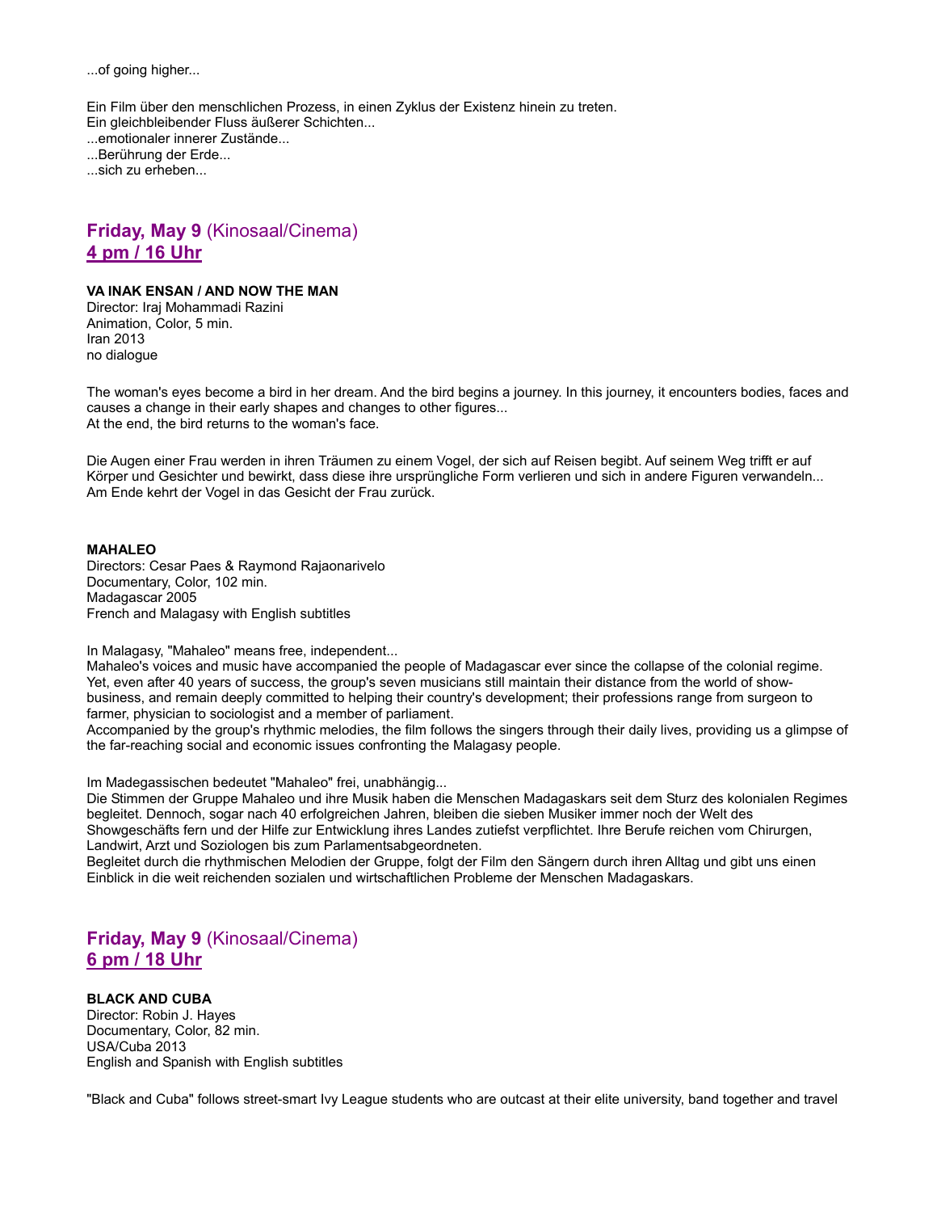...of going higher...

Ein Film über den menschlichen Prozess, in einen Zyklus der Existenz hinein zu treten.
Ein gleichbleibender Fluss äußerer Schichten...
...emotionaler innerer Zustände...
...Berührung der Erde...
...sich zu erheben...

## **Friday, May 9** (Kinosaal/Cinema)
## **4 pm / 16 Uhr**

**VA INAK ENSAN / AND NOW THE MAN**
Director: Iraj Mohammadi Razini
Animation, Color, 5 min.
Iran 2013
no dialogue

The woman's eyes become a bird in her dream. And the bird begins a journey. In this journey, it encounters bodies, faces and causes a change in their early shapes and changes to other figures...
At the end, the bird returns to the woman's face.

Die Augen einer Frau werden in ihren Träumen zu einem Vogel, der sich auf Reisen begibt. Auf seinem Weg trifft er auf Körper und Gesichter und bewirkt, dass diese ihre ursprüngliche Form verlieren und sich in andere Figuren verwandeln...
Am Ende kehrt der Vogel in das Gesicht der Frau zurück.

**MAHALEO**
Directors: Cesar Paes & Raymond Rajaonarivelo
Documentary, Color, 102 min.
Madagascar 2005
French and Malagasy with English subtitles

In Malagasy, "Mahaleo" means free, independent...
Mahaleo's voices and music have accompanied the people of Madagascar ever since the collapse of the colonial regime. Yet, even after 40 years of success, the group's seven musicians still maintain their distance from the world of show-business, and remain deeply committed to helping their country's development; their professions range from surgeon to farmer, physician to sociologist and a member of parliament.
Accompanied by the group's rhythmic melodies, the film follows the singers through their daily lives, providing us a glimpse of the far-reaching social and economic issues confronting the Malagasy people.

Im Madegassischen bedeutet "Mahaleo" frei, unabhängig...
Die Stimmen der Gruppe Mahaleo und ihre Musik haben die Menschen Madagaskars seit dem Sturz des kolonialen Regimes begleitet. Dennoch, sogar nach 40 erfolgreichen Jahren, bleiben die sieben Musiker immer noch der Welt des Showgeschäfts fern und der Hilfe zur Entwicklung ihres Landes zutiefst verpflichtet. Ihre Berufe reichen vom Chirurgen, Landwirt, Arzt und Soziologen bis zum Parlamentsabgeordneten.
Begleitet durch die rhythmischen Melodien der Gruppe, folgt der Film den Sängern durch ihren Alltag und gibt uns einen Einblick in die weit reichenden sozialen und wirtschaftlichen Probleme der Menschen Madagaskars.

## **Friday, May 9** (Kinosaal/Cinema)
## **6 pm / 18 Uhr**

**BLACK AND CUBA**
Director: Robin J. Hayes
Documentary, Color, 82 min.
USA/Cuba 2013
English and Spanish with English subtitles

"Black and Cuba" follows street-smart Ivy League students who are outcast at their elite university, band together and travel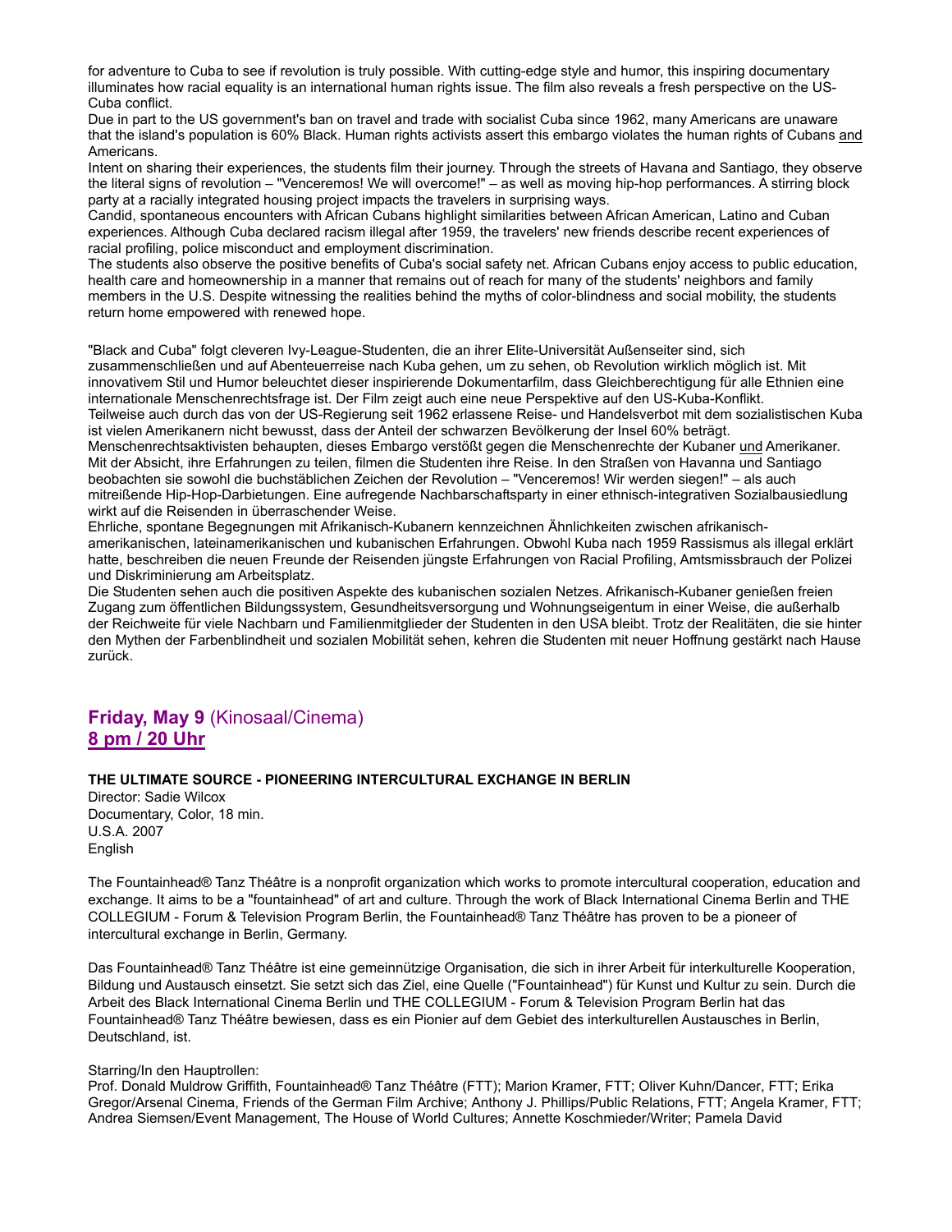for adventure to Cuba to see if revolution is truly possible. With cutting-edge style and humor, this inspiring documentary illuminates how racial equality is an international human rights issue. The film also reveals a fresh perspective on the US-Cuba conflict.

Due in part to the US government's ban on travel and trade with socialist Cuba since 1962, many Americans are unaware that the island's population is 60% Black. Human rights activists assert this embargo violates the human rights of Cubans <u>and</u> Americans.

Intent on sharing their experiences, the students film their journey. Through the streets of Havana and Santiago, they observe the literal signs of revolution – "Venceremos! We will overcome!" – as well as moving hip-hop performances. A stirring block party at a racially integrated housing project impacts the travelers in surprising ways.

Candid, spontaneous encounters with African Cubans highlight similarities between African American, Latino and Cuban experiences. Although Cuba declared racism illegal after 1959, the travelers' new friends describe recent experiences of racial profiling, police misconduct and employment discrimination.

The students also observe the positive benefits of Cuba's social safety net. African Cubans enjoy access to public education, health care and homeownership in a manner that remains out of reach for many of the students' neighbors and family members in the U.S. Despite witnessing the realities behind the myths of color-blindness and social mobility, the students return home empowered with renewed hope.

"Black and Cuba" folgt cleveren Ivy-League-Studenten, die an ihrer Elite-Universität Außenseiter sind, sich zusammenschließen und auf Abenteuerreise nach Kuba gehen, um zu sehen, ob Revolution wirklich möglich ist. Mit innovativem Stil und Humor beleuchtet dieser inspirierende Dokumentarfilm, dass Gleichberechtigung für alle Ethnien eine internationale Menschenrechtsfrage ist. Der Film zeigt auch eine neue Perspektive auf den US-Kuba-Konflikt.

Teilweise auch durch das von der US-Regierung seit 1962 erlassene Reise- und Handelsverbot mit dem sozialistischen Kuba ist vielen Amerikanern nicht bewusst, dass der Anteil der schwarzen Bevölkerung der Insel 60% beträgt.

Menschenrechtsaktivisten behaupten, dieses Embargo verstößt gegen die Menschenrechte der Kubaner <u>und</u> Amerikaner.

Mit der Absicht, ihre Erfahrungen zu teilen, filmen die Studenten ihre Reise. In den Straßen von Havanna und Santiago beobachten sie sowohl die buchstäblichen Zeichen der Revolution – "Venceremos! Wir werden siegen!" – als auch mitreißende Hip-Hop-Darbietungen. Eine aufregende Nachbarschaftsparty in einer ethnisch-integrativen Sozialbausiedlung wirkt auf die Reisenden in überraschender Weise.

Ehrliche, spontane Begegnungen mit Afrikanisch-Kubanern kennzeichnen Ähnlichkeiten zwischen afrikanisch-amerikanischen, lateinamerikanischen und kubanischen Erfahrungen. Obwohl Kuba nach 1959 Rassismus als illegal erklärt hatte, beschreiben die neuen Freunde der Reisenden jüngste Erfahrungen von Racial Profiling, Amtsmissbrauch der Polizei und Diskriminierung am Arbeitsplatz.

Die Studenten sehen auch die positiven Aspekte des kubanischen sozialen Netzes. Afrikanisch-Kubaner genießen freien Zugang zum öffentlichen Bildungssystem, Gesundheitsversorgung und Wohnungseigentum in einer Weise, die außerhalb der Reichweite für viele Nachbarn und Familienmitglieder der Studenten in den USA bleibt. Trotz der Realitäten, die sie hinter den Mythen der Farbenblindheit und sozialen Mobilität sehen, kehren die Studenten mit neuer Hoffnung gestärkt nach Hause zurück.

## **Friday, May 9** (Kinosaal/Cinema)
## **8 pm / 20 Uhr**

**THE ULTIMATE SOURCE - PIONEERING INTERCULTURAL EXCHANGE IN BERLIN**

Director: Sadie Wilcox
Documentary, Color, 18 min.
U.S.A. 2007
English

The Fountainhead® Tanz Théâtre is a nonprofit organization which works to promote intercultural cooperation, education and exchange. It aims to be a "fountainhead" of art and culture. Through the work of Black International Cinema Berlin and THE COLLEGIUM - Forum & Television Program Berlin, the Fountainhead® Tanz Théâtre has proven to be a pioneer of intercultural exchange in Berlin, Germany.

Das Fountainhead® Tanz Théâtre ist eine gemeinnützige Organisation, die sich in ihrer Arbeit für interkulturelle Kooperation, Bildung und Austausch einsetzt. Sie setzt sich das Ziel, eine Quelle ("Fountainhead") für Kunst und Kultur zu sein. Durch die Arbeit des Black International Cinema Berlin und THE COLLEGIUM - Forum & Television Program Berlin hat das Fountainhead® Tanz Théâtre bewiesen, dass es ein Pionier auf dem Gebiet des interkulturellen Austausches in Berlin, Deutschland, ist.

Starring/In den Hauptrollen:
Prof. Donald Muldrow Griffith, Fountainhead® Tanz Théâtre (FTT); Marion Kramer, FTT; Oliver Kuhn/Dancer, FTT; Erika Gregor/Arsenal Cinema, Friends of the German Film Archive; Anthony J. Phillips/Public Relations, FTT; Angela Kramer, FTT; Andrea Siemsen/Event Management, The House of World Cultures; Annette Koschmieder/Writer; Pamela David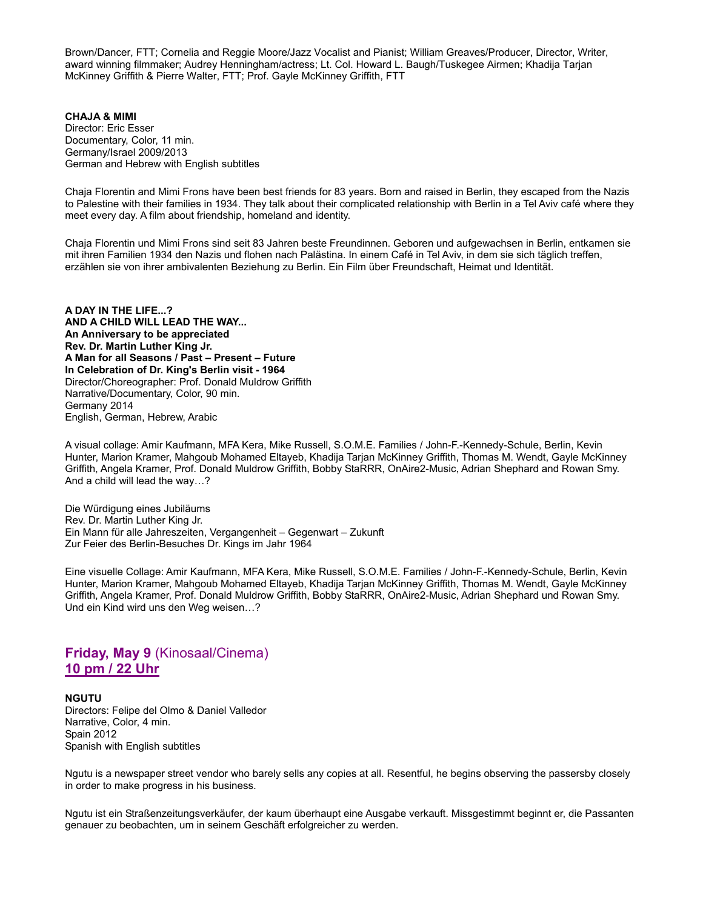Brown/Dancer, FTT; Cornelia and Reggie Moore/Jazz Vocalist and Pianist; William Greaves/Producer, Director, Writer, award winning filmmaker; Audrey Henningham/actress; Lt. Col. Howard L. Baugh/Tuskegee Airmen; Khadija Tarjan McKinney Griffith & Pierre Walter, FTT; Prof. Gayle McKinney Griffith, FTT

**CHAJA & MIMI**
Director: Eric Esser
Documentary, Color, 11 min.
Germany/Israel 2009/2013
German and Hebrew with English subtitles

Chaja Florentin and Mimi Frons have been best friends for 83 years. Born and raised in Berlin, they escaped from the Nazis to Palestine with their families in 1934. They talk about their complicated relationship with Berlin in a Tel Aviv café where they meet every day. A film about friendship, homeland and identity.

Chaja Florentin und Mimi Frons sind seit 83 Jahren beste Freundinnen. Geboren und aufgewachsen in Berlin, entkamen sie mit ihren Familien 1934 den Nazis und flohen nach Palästina. In einem Café in Tel Aviv, in dem sie sich täglich treffen, erzählen sie von ihrer ambivalenten Beziehung zu Berlin. Ein Film über Freundschaft, Heimat und Identität.

**A DAY IN THE LIFE...?**
**AND A CHILD WILL LEAD THE WAY...**
**An Anniversary to be appreciated**
**Rev. Dr. Martin Luther King Jr.**
**A Man for all Seasons / Past – Present – Future**
**In Celebration of Dr. King's Berlin visit - 1964**
Director/Choreographer: Prof. Donald Muldrow Griffith
Narrative/Documentary, Color, 90 min.
Germany 2014
English, German, Hebrew, Arabic

A visual collage: Amir Kaufmann, MFA Kera, Mike Russell, S.O.M.E. Families / John-F.-Kennedy-Schule, Berlin, Kevin Hunter, Marion Kramer, Mahgoub Mohamed Eltayeb, Khadija Tarjan McKinney Griffith, Thomas M. Wendt, Gayle McKinney Griffith, Angela Kramer, Prof. Donald Muldrow Griffith, Bobby StaRRR, OnAire2-Music, Adrian Shephard and Rowan Smy. And a child will lead the way…?

Die Würdigung eines Jubiläums
Rev. Dr. Martin Luther King Jr.
Ein Mann für alle Jahreszeiten, Vergangenheit – Gegenwart – Zukunft
Zur Feier des Berlin-Besuches Dr. Kings im Jahr 1964

Eine visuelle Collage: Amir Kaufmann, MFA Kera, Mike Russell, S.O.M.E. Families / John-F.-Kennedy-Schule, Berlin, Kevin Hunter, Marion Kramer, Mahgoub Mohamed Eltayeb, Khadija Tarjan McKinney Griffith, Thomas M. Wendt, Gayle McKinney Griffith, Angela Kramer, Prof. Donald Muldrow Griffith, Bobby StaRRR, OnAire2-Music, Adrian Shephard und Rowan Smy. Und ein Kind wird uns den Weg weisen…?

## Friday, May 9 (Kinosaal/Cinema)
## 10 pm / 22 Uhr

**NGUTU**
Directors: Felipe del Olmo & Daniel Valledor
Narrative, Color, 4 min.
Spain 2012
Spanish with English subtitles

Ngutu is a newspaper street vendor who barely sells any copies at all. Resentful, he begins observing the passersby closely in order to make progress in his business.

Ngutu ist ein Straßenzeitungsverkäufer, der kaum überhaupt eine Ausgabe verkauft. Missgestimmt beginnt er, die Passanten genauer zu beobachten, um in seinem Geschäft erfolgreicher zu werden.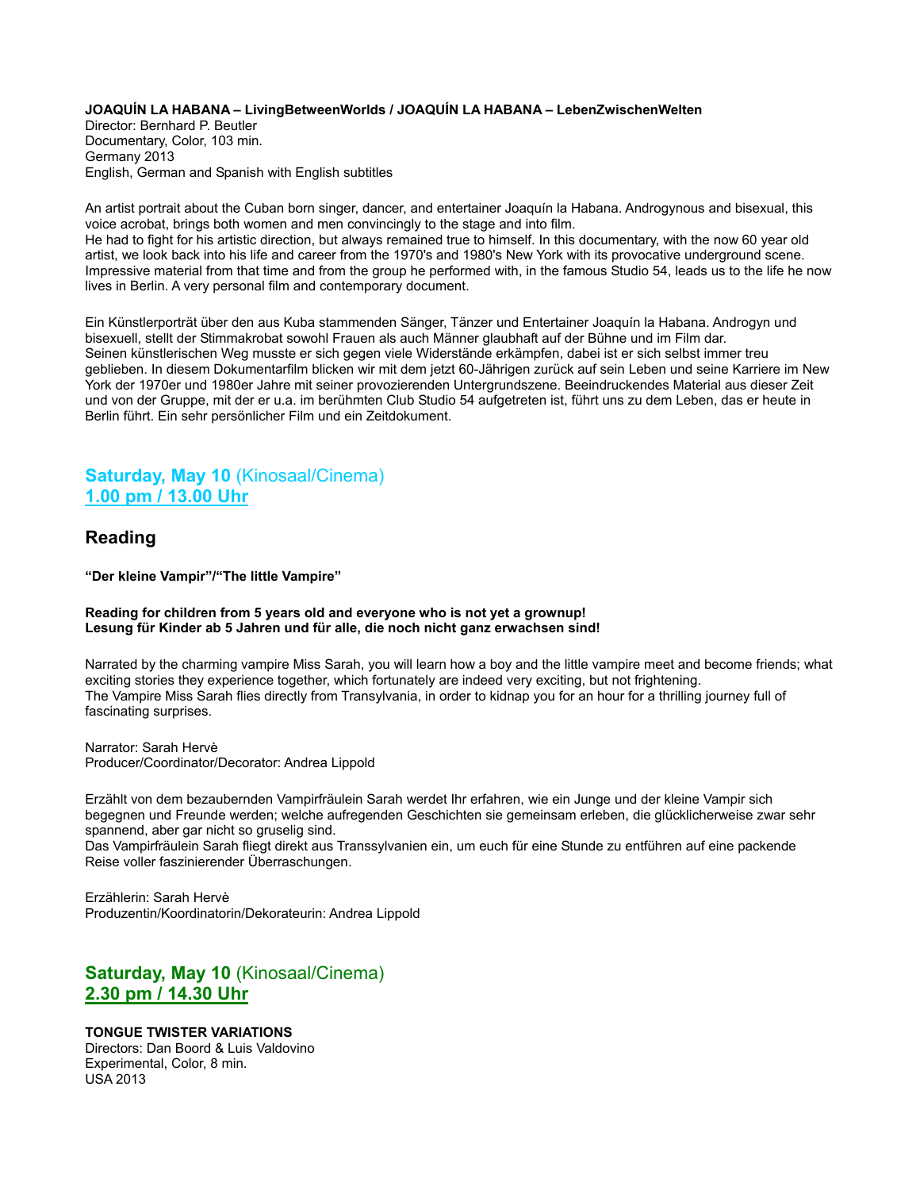**JOAQUÍN LA HABANA – LivingBetweenWorlds / JOAQUÍN LA HABANA – LebenZwischenWelten**
Director: Bernhard P. Beutler
Documentary, Color, 103 min.
Germany 2013
English, German and Spanish with English subtitles

An artist portrait about the Cuban born singer, dancer, and entertainer Joaquín la Habana. Androgynous and bisexual, this voice acrobat, brings both women and men convincingly to the stage and into film.
He had to fight for his artistic direction, but always remained true to himself. In this documentary, with the now 60 year old artist, we look back into his life and career from the 1970's and 1980's New York with its provocative underground scene. Impressive material from that time and from the group he performed with, in the famous Studio 54, leads us to the life he now lives in Berlin. A very personal film and contemporary document.

Ein Künstlerporträt über den aus Kuba stammenden Sänger, Tänzer und Entertainer Joaquín la Habana. Androgyn und bisexuell, stellt der Stimmakrobat sowohl Frauen als auch Männer glaubhaft auf der Bühne und im Film dar.
Seinen künstlerischen Weg musste er sich gegen viele Widerstände erkämpfen, dabei ist er sich selbst immer treu geblieben. In diesem Dokumentarfilm blicken wir mit dem jetzt 60-Jährigen zurück auf sein Leben und seine Karriere im New York der 1970er und 1980er Jahre mit seiner provozierenden Untergrundszene. Beeindruckendes Material aus dieser Zeit und von der Gruppe, mit der er u.a. im berühmten Club Studio 54 aufgetreten ist, führt uns zu dem Leben, das er heute in Berlin führt. Ein sehr persönlicher Film und ein Zeitdokument.

## **Saturday, May 10** (Kinosaal/Cinema)
## **1.00 pm / 13.00 Uhr**

## Reading

**"Der kleine Vampir"/"The little Vampire"**

**Reading for children from 5 years old and everyone who is not yet a grownup!**
**Lesung für Kinder ab 5 Jahren und für alle, die noch nicht ganz erwachsen sind!**

Narrated by the charming vampire Miss Sarah, you will learn how a boy and the little vampire meet and become friends; what exciting stories they experience together, which fortunately are indeed very exciting, but not frightening.
The Vampire Miss Sarah flies directly from Transylvania, in order to kidnap you for an hour for a thrilling journey full of fascinating surprises.

Narrator: Sarah Hervè
Producer/Coordinator/Decorator: Andrea Lippold

Erzählt von dem bezaubernden Vampirfräulein Sarah werdet Ihr erfahren, wie ein Junge und der kleine Vampir sich begegnen und Freunde werden; welche aufregenden Geschichten sie gemeinsam erleben, die glücklicherweise zwar sehr spannend, aber gar nicht so gruselig sind.
Das Vampirfräulein Sarah fliegt direkt aus Transsylvanien ein, um euch für eine Stunde zu entführen auf eine packende Reise voller faszinierender Überraschungen.

Erzählerin: Sarah Hervè
Produzentin/Koordinatorin/Dekorateurin: Andrea Lippold

## **Saturday, May 10** (Kinosaal/Cinema)
## **2.30 pm / 14.30 Uhr**

**TONGUE TWISTER VARIATIONS**
Directors: Dan Boord & Luis Valdovino
Experimental, Color, 8 min.
USA 2013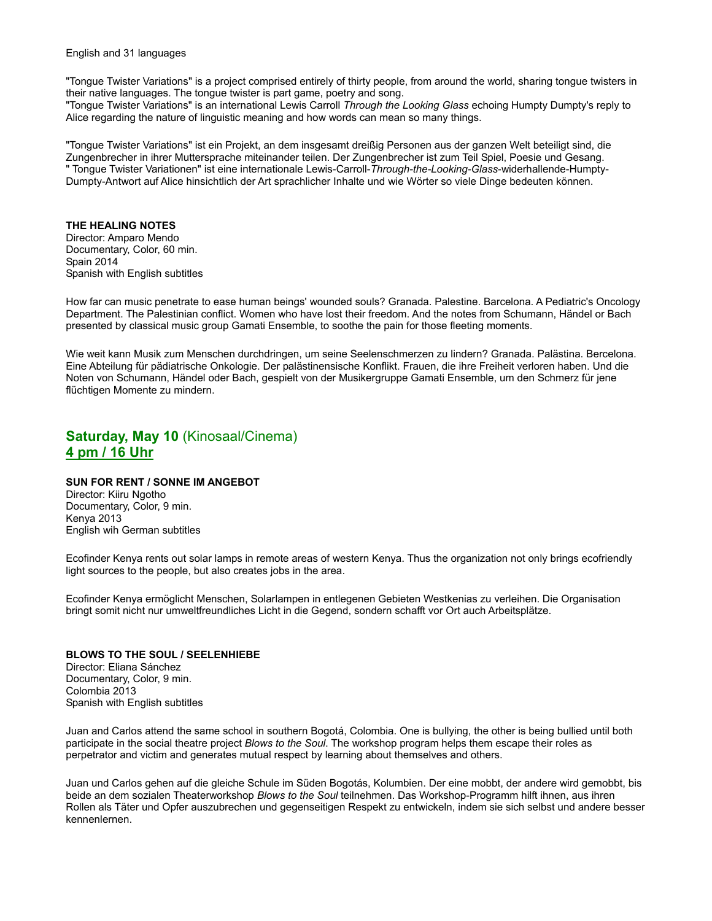English and 31 languages

"Tongue Twister Variations" is a project comprised entirely of thirty people, from around the world, sharing tongue twisters in their native languages. The tongue twister is part game, poetry and song.
"Tongue Twister Variations" is an international Lewis Carroll *Through the Looking Glass* echoing Humpty Dumpty's reply to Alice regarding the nature of linguistic meaning and how words can mean so many things.

"Tongue Twister Variations" ist ein Projekt, an dem insgesamt dreißig Personen aus der ganzen Welt beteiligt sind, die Zungenbrecher in ihrer Muttersprache miteinander teilen. Der Zungenbrecher ist zum Teil Spiel, Poesie und Gesang.
" Tongue Twister Variationen" ist eine internationale Lewis-Carroll-*Through-the-Looking-Glass*-widerhallende-Humpty-Dumpty-Antwort auf Alice hinsichtlich der Art sprachlicher Inhalte und wie Wörter so viele Dinge bedeuten können.

**THE HEALING NOTES**
Director: Amparo Mendo
Documentary, Color, 60 min.
Spain 2014
Spanish with English subtitles

How far can music penetrate to ease human beings' wounded souls? Granada. Palestine. Barcelona. A Pediatric's Oncology Department. The Palestinian conflict. Women who have lost their freedom. And the notes from Schumann, Händel or Bach presented by classical music group Gamati Ensemble, to soothe the pain for those fleeting moments.

Wie weit kann Musik zum Menschen durchdringen, um seine Seelenschmerzen zu lindern? Granada. Palästina. Bercelona. Eine Abteilung für pädiatrische Onkologie. Der palästinensische Konflikt. Frauen, die ihre Freiheit verloren haben. Und die Noten von Schumann, Händel oder Bach, gespielt von der Musikergruppe Gamati Ensemble, um den Schmerz für jene flüchtigen Momente zu mindern.

## **Saturday, May 10** (Kinosaal/Cinema)
## **4 pm / 16 Uhr**

**SUN FOR RENT / SONNE IM ANGEBOT**
Director: Kiiru Ngotho
Documentary, Color, 9 min.
Kenya 2013
English wih German subtitles

Ecofinder Kenya rents out solar lamps in remote areas of western Kenya. Thus the organization not only brings ecofriendly light sources to the people, but also creates jobs in the area.

Ecofinder Kenya ermöglicht Menschen, Solarlampen in entlegenen Gebieten Westkenias zu verleihen. Die Organisation bringt somit nicht nur umweltfreundliches Licht in die Gegend, sondern schafft vor Ort auch Arbeitsplätze.

**BLOWS TO THE SOUL / SEELENHIEBE**
Director: Eliana Sánchez
Documentary, Color, 9 min.
Colombia 2013
Spanish with English subtitles

Juan and Carlos attend the same school in southern Bogotá, Colombia. One is bullying, the other is being bullied until both participate in the social theatre project *Blows to the Soul*. The workshop program helps them escape their roles as perpetrator and victim and generates mutual respect by learning about themselves and others.

Juan und Carlos gehen auf die gleiche Schule im Süden Bogotás, Kolumbien. Der eine mobbt, der andere wird gemobbt, bis beide an dem sozialen Theaterworkshop *Blows to the Soul* teilnehmen. Das Workshop-Programm hilft ihnen, aus ihren Rollen als Täter und Opfer auszubrechen und gegenseitigen Respekt zu entwickeln, indem sie sich selbst und andere besser kennenlernen.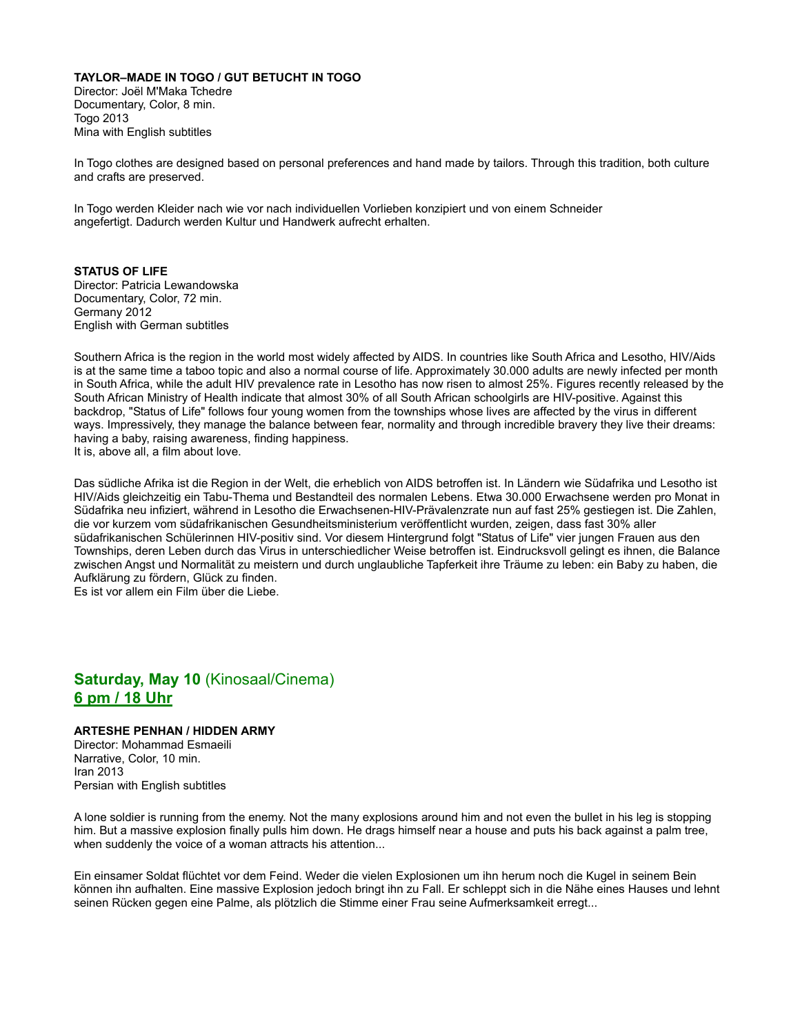**TAYLOR–MADE IN TOGO / GUT BETUCHT IN TOGO**
Director: Joël M'Maka Tchedre
Documentary, Color, 8 min.
Togo 2013
Mina with English subtitles

In Togo clothes are designed based on personal preferences and hand made by tailors. Through this tradition, both culture and crafts are preserved.

In Togo werden Kleider nach wie vor nach individuellen Vorlieben konzipiert und von einem Schneider angefertigt. Dadurch werden Kultur und Handwerk aufrecht erhalten.

**STATUS OF LIFE**
Director: Patricia Lewandowska
Documentary, Color, 72 min.
Germany 2012
English with German subtitles

Southern Africa is the region in the world most widely affected by AIDS. In countries like South Africa and Lesotho, HIV/Aids is at the same time a taboo topic and also a normal course of life. Approximately 30.000 adults are newly infected per month in South Africa, while the adult HIV prevalence rate in Lesotho has now risen to almost 25%. Figures recently released by the South African Ministry of Health indicate that almost 30% of all South African schoolgirls are HIV-positive. Against this backdrop, "Status of Life" follows four young women from the townships whose lives are affected by the virus in different ways. Impressively, they manage the balance between fear, normality and through incredible bravery they live their dreams: having a baby, raising awareness, finding happiness.
It is, above all, a film about love.

Das südliche Afrika ist die Region in der Welt, die erheblich von AIDS betroffen ist. In Ländern wie Südafrika und Lesotho ist HIV/Aids gleichzeitig ein Tabu-Thema und Bestandteil des normalen Lebens. Etwa 30.000 Erwachsene werden pro Monat in Südafrika neu infiziert, während in Lesotho die Erwachsenen-HIV-Prävalenzrate nun auf fast 25% gestiegen ist. Die Zahlen, die vor kurzem vom südafrikanischen Gesundheitsministerium veröffentlicht wurden, zeigen, dass fast 30% aller südafrikanischen Schülerinnen HIV-positiv sind. Vor diesem Hintergrund folgt "Status of Life" vier jungen Frauen aus den Townships, deren Leben durch das Virus in unterschiedlicher Weise betroffen ist. Eindrucksvoll gelingt es ihnen, die Balance zwischen Angst und Normalität zu meistern und durch unglaubliche Tapferkeit ihre Träume zu leben: ein Baby zu haben, die Aufklärung zu fördern, Glück zu finden.
Es ist vor allem ein Film über die Liebe.

## **Saturday, May 10** (Kinosaal/Cinema)
## **6 pm / 18 Uhr**

**ARTESHE PENHAN / HIDDEN ARMY**
Director: Mohammad Esmaeili
Narrative, Color, 10 min.
Iran 2013
Persian with English subtitles

A lone soldier is running from the enemy. Not the many explosions around him and not even the bullet in his leg is stopping him. But a massive explosion finally pulls him down. He drags himself near a house and puts his back against a palm tree, when suddenly the voice of a woman attracts his attention...

Ein einsamer Soldat flüchtet vor dem Feind. Weder die vielen Explosionen um ihn herum noch die Kugel in seinem Bein können ihn aufhalten. Eine massive Explosion jedoch bringt ihn zu Fall. Er schleppt sich in die Nähe eines Hauses und lehnt seinen Rücken gegen eine Palme, als plötzlich die Stimme einer Frau seine Aufmerksamkeit erregt...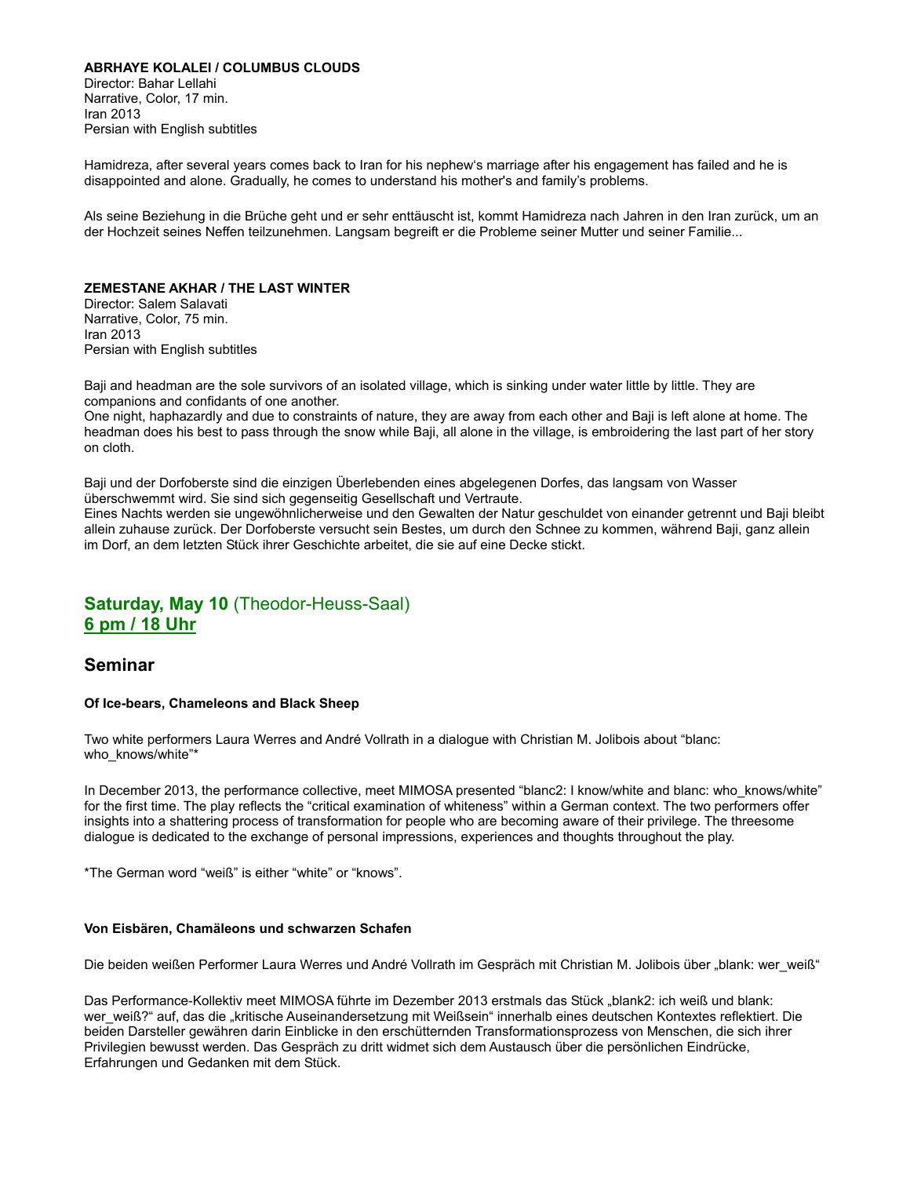**ABRHAYE KOLALEI / COLUMBUS CLOUDS**
Director: Bahar Lellahi
Narrative, Color, 17 min.
Iran 2013
Persian with English subtitles

Hamidreza, after several years comes back to Iran for his nephew's marriage after his engagement has failed and he is disappointed and alone. Gradually, he comes to understand his mother's and family's problems.

Als seine Beziehung in die Brüche geht und er sehr enttäuscht ist, kommt Hamidreza nach Jahren in den Iran zurück, um an der Hochzeit seines Neffen teilzunehmen. Langsam begreift er die Probleme seiner Mutter und seiner Familie...

**ZEMESTANE AKHAR / THE LAST WINTER**
Director: Salem Salavati
Narrative, Color, 75 min.
Iran 2013
Persian with English subtitles

Baji and headman are the sole survivors of an isolated village, which is sinking under water little by little. They are companions and confidants of one another.
One night, haphazardly and due to constraints of nature, they are away from each other and Baji is left alone at home. The headman does his best to pass through the snow while Baji, all alone in the village, is embroidering the last part of her story on cloth.

Baji und der Dorfoberste sind die einzigen Überlebenden eines abgelegenen Dorfes, das langsam von Wasser überschwemmt wird. Sie sind sich gegenseitig Gesellschaft und Vertraute.
Eines Nachts werden sie ungewöhnlicherweise und den Gewalten der Natur geschuldet von einander getrennt und Baji bleibt allein zuhause zurück. Der Dorfoberste versucht sein Bestes, um durch den Schnee zu kommen, während Baji, ganz allein im Dorf, an dem letzten Stück ihrer Geschichte arbeitet, die sie auf eine Decke stickt.

## **Saturday, May 10** (Theodor-Heuss-Saal)
## **6 pm / 18 Uhr**

## Seminar

**Of Ice-bears, Chameleons and Black Sheep**

Two white performers Laura Werres and André Vollrath in a dialogue with Christian M. Jolibois about "blanc: who_knows/white"*

In December 2013, the performance collective, meet MIMOSA presented "blanc2: I know/white and blanc: who_knows/white" for the first time. The play reflects the "critical examination of whiteness" within a German context. The two performers offer insights into a shattering process of transformation for people who are becoming aware of their privilege. The threesome dialogue is dedicated to the exchange of personal impressions, experiences and thoughts throughout the play.

*The German word "weiß" is either "white" or "knows".

**Von Eisbären, Chamäleons und schwarzen Schafen**

Die beiden weißen Performer Laura Werres und André Vollrath im Gespräch mit Christian M. Jolibois über „blank: wer_weiß"

Das Performance-Kollektiv meet MIMOSA führte im Dezember 2013 erstmals das Stück „blank2: ich weiß und blank: wer_weiß?" auf, das die „kritische Auseinandersetzung mit Weißsein" innerhalb eines deutschen Kontextes reflektiert. Die beiden Darsteller gewähren darin Einblicke in den erschütternden Transformationsprozess von Menschen, die sich ihrer Privilegien bewusst werden. Das Gespräch zu dritt widmet sich dem Austausch über die persönlichen Eindrücke, Erfahrungen und Gedanken mit dem Stück.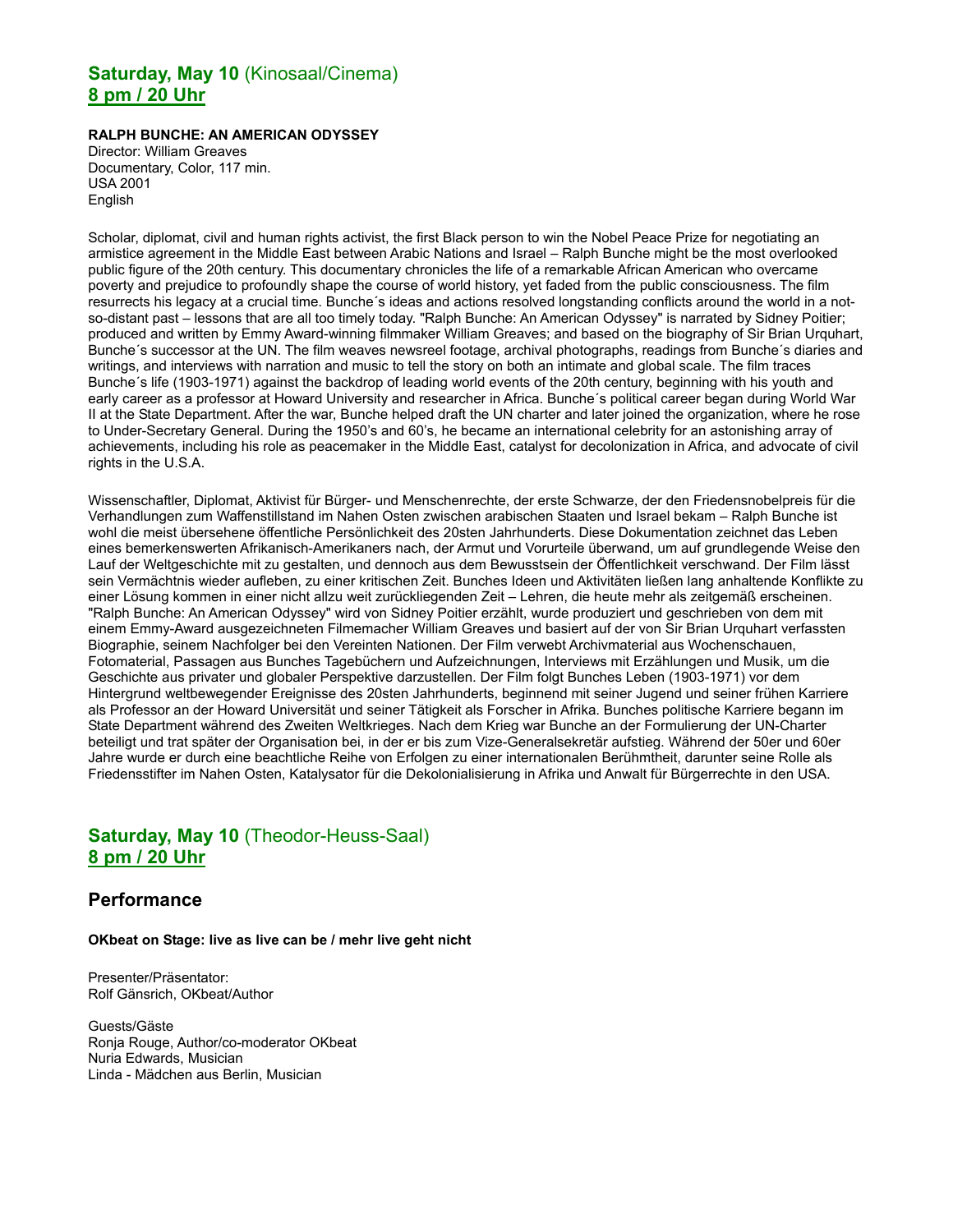## **Saturday, May 10** (Kinosaal/Cinema)
## **8 pm / 20 Uhr**

**RALPH BUNCHE: AN AMERICAN ODYSSEY**
Director: William Greaves
Documentary, Color, 117 min.
USA 2001
English

Scholar, diplomat, civil and human rights activist, the first Black person to win the Nobel Peace Prize for negotiating an armistice agreement in the Middle East between Arabic Nations and Israel – Ralph Bunche might be the most overlooked public figure of the 20th century. This documentary chronicles the life of a remarkable African American who overcame poverty and prejudice to profoundly shape the course of world history, yet faded from the public consciousness. The film resurrects his legacy at a crucial time. Bunche´s ideas and actions resolved longstanding conflicts around the world in a not-so-distant past – lessons that are all too timely today. "Ralph Bunche: An American Odyssey" is narrated by Sidney Poitier; produced and written by Emmy Award-winning filmmaker William Greaves; and based on the biography of Sir Brian Urquhart, Bunche´s successor at the UN. The film weaves newsreel footage, archival photographs, readings from Bunche´s diaries and writings, and interviews with narration and music to tell the story on both an intimate and global scale. The film traces Bunche´s life (1903-1971) against the backdrop of leading world events of the 20th century, beginning with his youth and early career as a professor at Howard University and researcher in Africa. Bunche´s political career began during World War II at the State Department. After the war, Bunche helped draft the UN charter and later joined the organization, where he rose to Under-Secretary General. During the 1950's and 60's, he became an international celebrity for an astonishing array of achievements, including his role as peacemaker in the Middle East, catalyst for decolonization in Africa, and advocate of civil rights in the U.S.A.

Wissenschaftler, Diplomat, Aktivist für Bürger- und Menschenrechte, der erste Schwarze, der den Friedensnobelpreis für die Verhandlungen zum Waffenstillstand im Nahen Osten zwischen arabischen Staaten und Israel bekam – Ralph Bunche ist wohl die meist übersehene öffentliche Persönlichkeit des 20sten Jahrhunderts. Diese Dokumentation zeichnet das Leben eines bemerkenswerten Afrikanisch-Amerikaners nach, der Armut und Vorurteile überwand, um auf grundlegende Weise den Lauf der Weltgeschichte mit zu gestalten, und dennoch aus dem Bewusstsein der Öffentlichkeit verschwand. Der Film lässt sein Vermächtnis wieder aufleben, zu einer kritischen Zeit. Bunches Ideen und Aktivitäten ließen lang anhaltende Konflikte zu einer Lösung kommen in einer nicht allzu weit zurückliegenden Zeit – Lehren, die heute mehr als zeitgemäß erscheinen. "Ralph Bunche: An American Odyssey" wird von Sidney Poitier erzählt, wurde produziert und geschrieben von dem mit einem Emmy-Award ausgezeichneten Filmemacher William Greaves und basiert auf der von Sir Brian Urquhart verfassten Biographie, seinem Nachfolger bei den Vereinten Nationen. Der Film verwebt Archivmaterial aus Wochenschauen, Fotomaterial, Passagen aus Bunches Tagebüchern und Aufzeichnungen, Interviews mit Erzählungen und Musik, um die Geschichte aus privater und globaler Perspektive darzustellen. Der Film folgt Bunches Leben (1903-1971) vor dem Hintergrund weltbewegender Ereignisse des 20sten Jahrhunderts, beginnend mit seiner Jugend und seiner frühen Karriere als Professor an der Howard Universität und seiner Tätigkeit als Forscher in Afrika. Bunches politische Karriere begann im State Department während des Zweiten Weltkrieges. Nach dem Krieg war Bunche an der Formulierung der UN-Charter beteiligt und trat später der Organisation bei, in der er bis zum Vize-Generalsekretär aufstieg. Während der 50er und 60er Jahre wurde er durch eine beachtliche Reihe von Erfolgen zu einer internationalen Berühmtheit, darunter seine Rolle als Friedensstifter im Nahen Osten, Katalysator für die Dekolonialisierung in Afrika und Anwalt für Bürgerrechte in den USA.

## **Saturday, May 10** (Theodor-Heuss-Saal)
## **8 pm / 20 Uhr**

## Performance

**OKbeat on Stage: live as live can be / mehr live geht nicht**

Presenter/Präsentator:
Rolf Gänsrich, OKbeat/Author

Guests/Gäste
Ronja Rouge, Author/co-moderator OKbeat
Nuria Edwards, Musician
Linda - Mädchen aus Berlin, Musician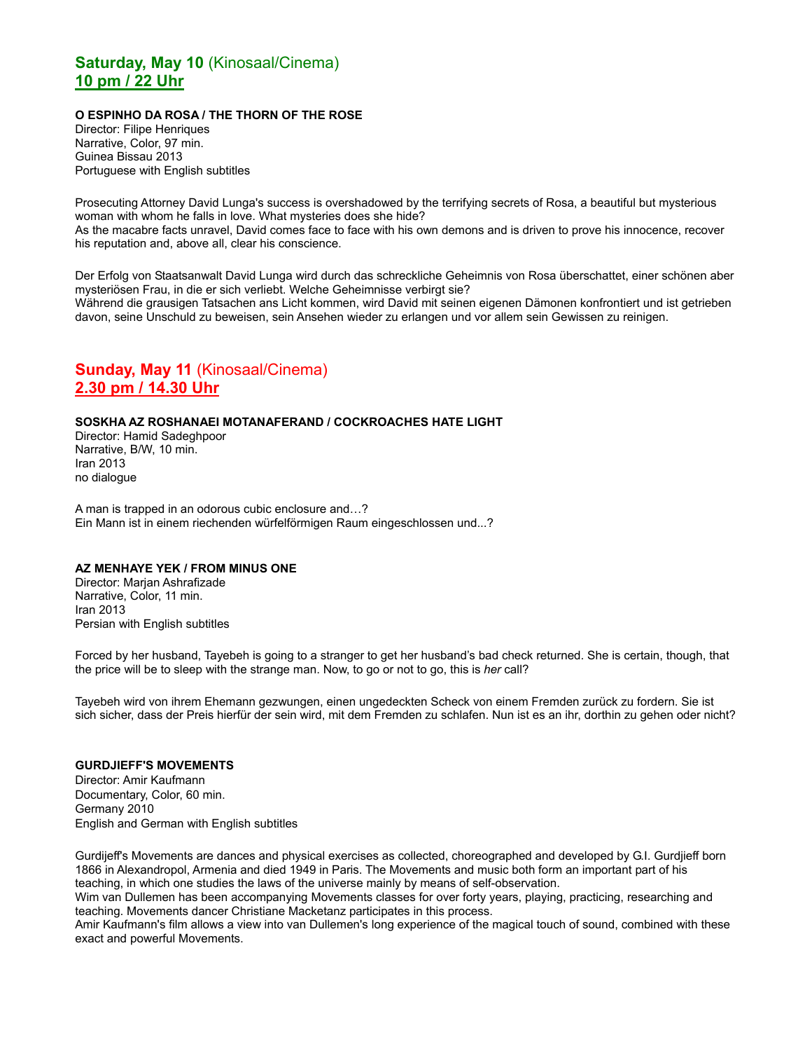## **Saturday, May 10** (Kinosaal/Cinema)
## **10 pm / 22 Uhr**

**O ESPINHO DA ROSA / THE THORN OF THE ROSE**
Director: Filipe Henriques
Narrative, Color, 97 min.
Guinea Bissau 2013
Portuguese with English subtitles

Prosecuting Attorney David Lunga's success is overshadowed by the terrifying secrets of Rosa, a beautiful but mysterious woman with whom he falls in love. What mysteries does she hide?
As the macabre facts unravel, David comes face to face with his own demons and is driven to prove his innocence, recover his reputation and, above all, clear his conscience.

Der Erfolg von Staatsanwalt David Lunga wird durch das schreckliche Geheimnis von Rosa überschattet, einer schönen aber mysteriösen Frau, in die er sich verliebt. Welche Geheimnisse verbirgt sie?
Während die grausigen Tatsachen ans Licht kommen, wird David mit seinen eigenen Dämonen konfrontiert und ist getrieben davon, seine Unschuld zu beweisen, sein Ansehen wieder zu erlangen und vor allem sein Gewissen zu reinigen.

## **Sunday, May 11** (Kinosaal/Cinema)
## **2.30 pm / 14.30 Uhr**

**SOSKHA AZ ROSHANAEI MOTANAFERAND / COCKROACHES HATE LIGHT**
Director: Hamid Sadeghpoor
Narrative, B/W, 10 min.
Iran 2013
no dialogue

A man is trapped in an odorous cubic enclosure and…?
Ein Mann ist in einem riechenden würfelförmigen Raum eingeschlossen und...?

**AZ MENHAYE YEK / FROM MINUS ONE**
Director: Marjan Ashrafizade
Narrative, Color, 11 min.
Iran 2013
Persian with English subtitles

Forced by her husband, Tayebeh is going to a stranger to get her husband's bad check returned. She is certain, though, that the price will be to sleep with the strange man. Now, to go or not to go, this is *her* call?

Tayebeh wird von ihrem Ehemann gezwungen, einen ungedeckten Scheck von einem Fremden zurück zu fordern. Sie ist sich sicher, dass der Preis hierfür der sein wird, mit dem Fremden zu schlafen. Nun ist es an ihr, dorthin zu gehen oder nicht?

**GURDJIEFF'S MOVEMENTS**
Director: Amir Kaufmann
Documentary, Color, 60 min.
Germany 2010
English and German with English subtitles

Gurdijeff's Movements are dances and physical exercises as collected, choreographed and developed by G.I. Gurdjieff born 1866 in Alexandropol, Armenia and died 1949 in Paris. The Movements and music both form an important part of his teaching, in which one studies the laws of the universe mainly by means of self-observation.
Wim van Dullemen has been accompanying Movements classes for over forty years, playing, practicing, researching and teaching. Movements dancer Christiane Macketanz participates in this process.
Amir Kaufmann's film allows a view into van Dullemen's long experience of the magical touch of sound, combined with these exact and powerful Movements.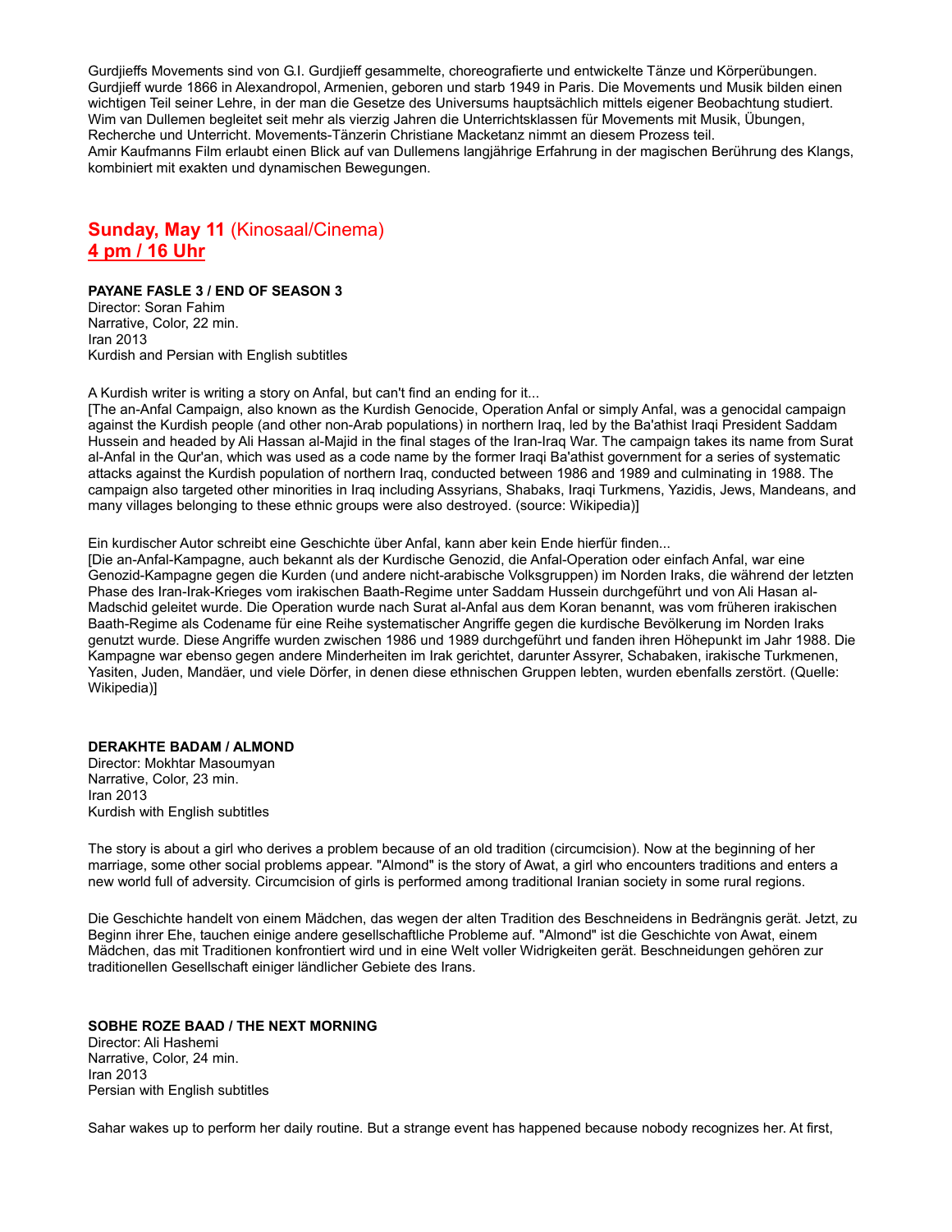Gurdjieffs Movements sind von G.I. Gurdjieff gesammelte, choreografierte und entwickelte Tänze und Körperübungen. Gurdjieff wurde 1866 in Alexandropol, Armenien, geboren und starb 1949 in Paris. Die Movements und Musik bilden einen wichtigen Teil seiner Lehre, in der man die Gesetze des Universums hauptsächlich mittels eigener Beobachtung studiert. Wim van Dullemen begleitet seit mehr als vierzig Jahren die Unterrichtsklassen für Movements mit Musik, Übungen, Recherche und Unterricht. Movements-Tänzerin Christiane Macketanz nimmt an diesem Prozess teil.
Amir Kaufmanns Film erlaubt einen Blick auf van Dullemens langjährige Erfahrung in der magischen Berührung des Klangs, kombiniert mit exakten und dynamischen Bewegungen.

## **Sunday, May 11** (Kinosaal/Cinema)
## 4 pm / 16 Uhr

**PAYANE FASLE 3 / END OF SEASON 3**
Director: Soran Fahim
Narrative, Color, 22 min.
Iran 2013
Kurdish and Persian with English subtitles

A Kurdish writer is writing a story on Anfal, but can't find an ending for it...
[The an-Anfal Campaign, also known as the Kurdish Genocide, Operation Anfal or simply Anfal, was a genocidal campaign against the Kurdish people (and other non-Arab populations) in northern Iraq, led by the Ba'athist Iraqi President Saddam Hussein and headed by Ali Hassan al-Majid in the final stages of the Iran-Iraq War. The campaign takes its name from Surat al-Anfal in the Qur'an, which was used as a code name by the former Iraqi Ba'athist government for a series of systematic attacks against the Kurdish population of northern Iraq, conducted between 1986 and 1989 and culminating in 1988. The campaign also targeted other minorities in Iraq including Assyrians, Shabaks, Iraqi Turkmens, Yazidis, Jews, Mandeans, and many villages belonging to these ethnic groups were also destroyed. (source: Wikipedia)]

Ein kurdischer Autor schreibt eine Geschichte über Anfal, kann aber kein Ende hierfür finden...
[Die an-Anfal-Kampagne, auch bekannt als der Kurdische Genozid, die Anfal-Operation oder einfach Anfal, war eine Genozid-Kampagne gegen die Kurden (und andere nicht-arabische Volksgruppen) im Norden Iraks, die während der letzten Phase des Iran-Irak-Krieges vom irakischen Baath-Regime unter Saddam Hussein durchgeführt und von Ali Hasan al-Madschid geleitet wurde. Die Operation wurde nach Surat al-Anfal aus dem Koran benannt, was vom früheren irakischen Baath-Regime als Codename für eine Reihe systematischer Angriffe gegen die kurdische Bevölkerung im Norden Iraks genutzt wurde. Diese Angriffe wurden zwischen 1986 und 1989 durchgeführt und fanden ihren Höhepunkt im Jahr 1988. Die Kampagne war ebenso gegen andere Minderheiten im Irak gerichtet, darunter Assyrer, Schabaken, irakische Turkmenen, Yasiten, Juden, Mandäer, und viele Dörfer, in denen diese ethnischen Gruppen lebten, wurden ebenfalls zerstört. (Quelle: Wikipedia)]

**DERAKHTE BADAM / ALMOND**
Director: Mokhtar Masoumyan
Narrative, Color, 23 min.
Iran 2013
Kurdish with English subtitles

The story is about a girl who derives a problem because of an old tradition (circumcision). Now at the beginning of her marriage, some other social problems appear. "Almond" is the story of Awat, a girl who encounters traditions and enters a new world full of adversity. Circumcision of girls is performed among traditional Iranian society in some rural regions.

Die Geschichte handelt von einem Mädchen, das wegen der alten Tradition des Beschneidens in Bedrängnis gerät. Jetzt, zu Beginn ihrer Ehe, tauchen einige andere gesellschaftliche Probleme auf. "Almond" ist die Geschichte von Awat, einem Mädchen, das mit Traditionen konfrontiert wird und in eine Welt voller Widrigkeiten gerät. Beschneidungen gehören zur traditionellen Gesellschaft einiger ländlicher Gebiete des Irans.

**SOBHE ROZE BAAD / THE NEXT MORNING**
Director: Ali Hashemi
Narrative, Color, 24 min.
Iran 2013
Persian with English subtitles

Sahar wakes up to perform her daily routine. But a strange event has happened because nobody recognizes her. At first,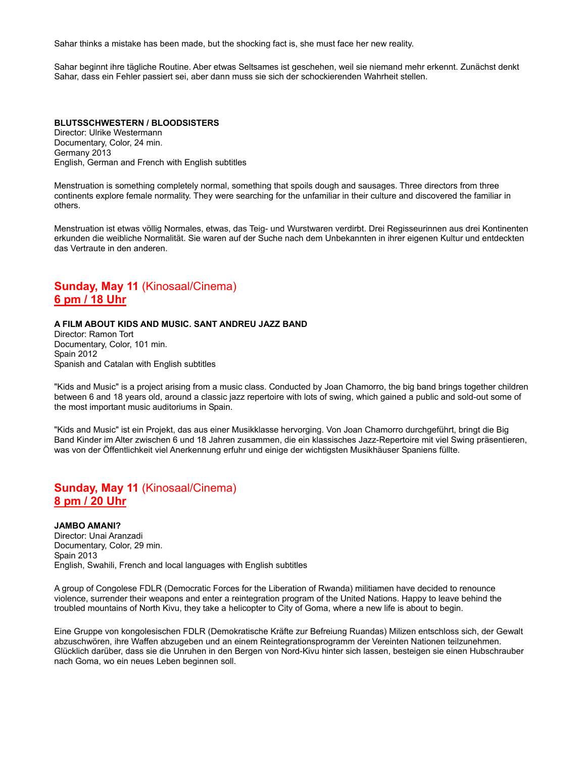Sahar thinks a mistake has been made, but the shocking fact is, she must face her new reality.

Sahar beginnt ihre tägliche Routine. Aber etwas Seltsames ist geschehen, weil sie niemand mehr erkennt. Zunächst denkt Sahar, dass ein Fehler passiert sei, aber dann muss sie sich der schockierenden Wahrheit stellen.

**BLUTSSCHWESTERN / BLOODSISTERS**
Director: Ulrike Westermann
Documentary, Color, 24 min.
Germany 2013
English, German and French with English subtitles

Menstruation is something completely normal, something that spoils dough and sausages. Three directors from three continents explore female normality. They were searching for the unfamiliar in their culture and discovered the familiar in others.

Menstruation ist etwas völlig Normales, etwas, das Teig- und Wurstwaren verdirbt. Drei Regisseurinnen aus drei Kontinenten erkunden die weibliche Normalität. Sie waren auf der Suche nach dem Unbekannten in ihrer eigenen Kultur und entdeckten das Vertraute in den anderen.

## **Sunday, May 11** (Kinosaal/Cinema)
## **6 pm / 18 Uhr**

**A FILM ABOUT KIDS AND MUSIC. SANT ANDREU JAZZ BAND**
Director: Ramon Tort
Documentary, Color, 101 min.
Spain 2012
Spanish and Catalan with English subtitles

"Kids and Music" is a project arising from a music class. Conducted by Joan Chamorro, the big band brings together children between 6 and 18 years old, around a classic jazz repertoire with lots of swing, which gained a public and sold-out some of the most important music auditoriums in Spain.

"Kids and Music" ist ein Projekt, das aus einer Musikklasse hervorging. Von Joan Chamorro durchgeführt, bringt die Big Band Kinder im Alter zwischen 6 und 18 Jahren zusammen, die ein klassisches Jazz-Repertoire mit viel Swing präsentieren, was von der Öffentlichkeit viel Anerkennung erfuhr und einige der wichtigsten Musikhäuser Spaniens füllte.

## **Sunday, May 11** (Kinosaal/Cinema)
## **8 pm / 20 Uhr**

**JAMBO AMANI?**
Director: Unai Aranzadi
Documentary, Color, 29 min.
Spain 2013
English, Swahili, French and local languages with English subtitles

A group of Congolese FDLR (Democratic Forces for the Liberation of Rwanda) militiamen have decided to renounce violence, surrender their weapons and enter a reintegration program of the United Nations. Happy to leave behind the troubled mountains of North Kivu, they take a helicopter to City of Goma, where a new life is about to begin.

Eine Gruppe von kongolesischen FDLR (Demokratische Kräfte zur Befreiung Ruandas) Milizen entschloss sich, der Gewalt abzuschwören, ihre Waffen abzugeben und an einem Reintegrationsprogramm der Vereinten Nationen teilzunehmen. Glücklich darüber, dass sie die Unruhen in den Bergen von Nord-Kivu hinter sich lassen, besteigen sie einen Hubschrauber nach Goma, wo ein neues Leben beginnen soll.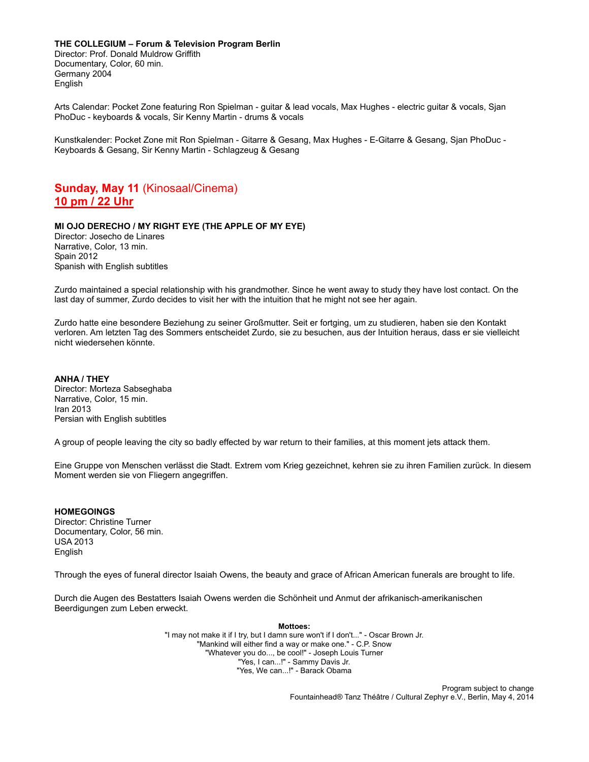**THE COLLEGIUM – Forum & Television Program Berlin**
Director: Prof. Donald Muldrow Griffith
Documentary, Color, 60 min.
Germany 2004
English

Arts Calendar: Pocket Zone featuring Ron Spielman - guitar & lead vocals, Max Hughes - electric guitar & vocals, Sjan PhoDuc - keyboards & vocals, Sir Kenny Martin - drums & vocals

Kunstkalender: Pocket Zone mit Ron Spielman - Gitarre & Gesang, Max Hughes - E-Gitarre & Gesang, Sjan PhoDuc - Keyboards & Gesang, Sir Kenny Martin - Schlagzeug & Gesang

## **Sunday, May 11** (Kinosaal/Cinema)
## **10 pm / 22 Uhr**

**MI OJO DERECHO / MY RIGHT EYE (THE APPLE OF MY EYE)**
Director: Josecho de Linares
Narrative, Color, 13 min.
Spain 2012
Spanish with English subtitles

Zurdo maintained a special relationship with his grandmother. Since he went away to study they have lost contact. On the last day of summer, Zurdo decides to visit her with the intuition that he might not see her again.

Zurdo hatte eine besondere Beziehung zu seiner Großmutter. Seit er fortging, um zu studieren, haben sie den Kontakt verloren. Am letzten Tag des Sommers entscheidet Zurdo, sie zu besuchen, aus der Intuition heraus, dass er sie vielleicht nicht wiedersehen könnte.

**ANHA / THEY**
Director: Morteza Sabseghaba
Narrative, Color, 15 min.
Iran 2013
Persian with English subtitles

A group of people leaving the city so badly effected by war return to their families, at this moment jets attack them.

Eine Gruppe von Menschen verlässt die Stadt. Extrem vom Krieg gezeichnet, kehren sie zu ihren Familien zurück. In diesem Moment werden sie von Fliegern angegriffen.

**HOMEGOINGS**
Director: Christine Turner
Documentary, Color, 56 min.
USA 2013
English

Through the eyes of funeral director Isaiah Owens, the beauty and grace of African American funerals are brought to life.

Durch die Augen des Bestatters Isaiah Owens werden die Schönheit und Anmut der afrikanisch-amerikanischen Beerdigungen zum Leben erweckt.

**Mottoes:**
"I may not make it if I try, but I damn sure won't if I don't..." - Oscar Brown Jr.
"Mankind will either find a way or make one." - C.P. Snow
"Whatever you do..., be cool!" - Joseph Louis Turner
"Yes, I can...!" - Sammy Davis Jr.
"Yes, We can...!" - Barack Obama

Program subject to change
Fountainhead® Tanz Théâtre / Cultural Zephyr e.V., Berlin, May 4, 2014